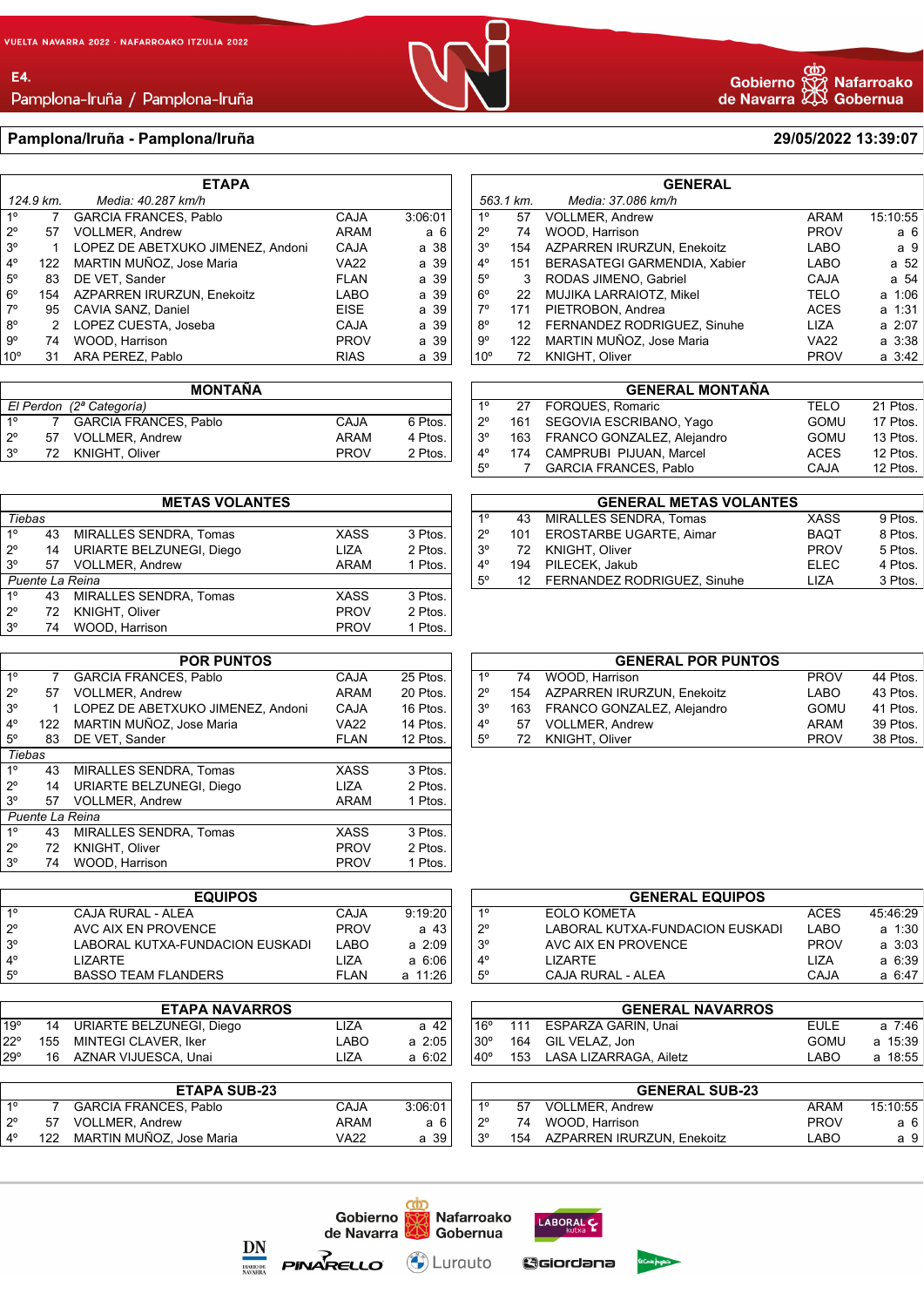VUELTA NAVARRA 2022 · NAFARROAKO ITZULIA 2022

E4.
Pamplona-Iruña / Pamplona-Iruña

Gobierno de Navarra · Nafarroako Gobernua

## Pamplona/Iruña - Pamplona/Iruña

**29/05/2022 13:39:07**

### ETAPA

*124.9 km. Media: 40.287 km/h*

| | | | | |
|---|---|---|---|---|
| 1º | 7 | GARCIA FRANCES, Pablo | CAJA | 3:06:01 |
| 2º | 57 | VOLLMER, Andrew | ARAM | a 6 |
| 3º | 1 | LOPEZ DE ABETXUKO JIMENEZ, Andoni | CAJA | a 38 |
| 4º | 122 | MARTIN MUÑOZ, Jose Maria | VA22 | a 39 |
| 5º | 83 | DE VET, Sander | FLAN | a 39 |
| 6º | 154 | AZPARREN IRURZUN, Enekoitz | LABO | a 39 |
| 7º | 95 | CAVIA SANZ, Daniel | EISE | a 39 |
| 8º | 2 | LOPEZ CUESTA, Joseba | CAJA | a 39 |
| 9º | 74 | WOOD, Harrison | PROV | a 39 |
| 10º | 31 | ARA PEREZ, Pablo | RIAS | a 39 |

### GENERAL

*563.1 km. Media: 37.086 km/h*

| | | | | |
|---|---|---|---|---|
| 1º | 57 | VOLLMER, Andrew | ARAM | 15:10:55 |
| 2º | 74 | WOOD, Harrison | PROV | a 6 |
| 3º | 154 | AZPARREN IRURZUN, Enekoitz | LABO | a 9 |
| 4º | 151 | BERASATEGI GARMENDIA, Xabier | LABO | a 52 |
| 5º | 3 | RODAS JIMENO, Gabriel | CAJA | a 54 |
| 6º | 22 | MUJIKA LARRAIOTZ, Mikel | TELO | a 1:06 |
| 7º | 171 | PIETROBON, Andrea | ACES | a 1:31 |
| 8º | 12 | FERNANDEZ RODRIGUEZ, Sinuhe | LIZA | a 2:07 |
| 9º | 122 | MARTIN MUÑOZ, Jose Maria | VA22 | a 3:38 |
| 10º | 72 | KNIGHT, Oliver | PROV | a 3:42 |

### MONTAÑA

*El Perdon (2ª Categoría)*

| | | | | |
|---|---|---|---|---|
| 1º | 7 | GARCIA FRANCES, Pablo | CAJA | 6 Ptos. |
| 2º | 57 | VOLLMER, Andrew | ARAM | 4 Ptos. |
| 3º | 72 | KNIGHT, Oliver | PROV | 2 Ptos. |

### GENERAL MONTAÑA

| | | | | |
|---|---|---|---|---|
| 1º | 27 | FORQUES, Romaric | TELO | 21 Ptos. |
| 2º | 161 | SEGOVIA ESCRIBANO, Yago | GOMU | 17 Ptos. |
| 3º | 163 | FRANCO GONZALEZ, Alejandro | GOMU | 13 Ptos. |
| 4º | 174 | CAMPRUBI PIJUAN, Marcel | ACES | 12 Ptos. |
| 5º | 7 | GARCIA FRANCES, Pablo | CAJA | 12 Ptos. |

### METAS VOLANTES

| | | | | |
|---|---|---|---|---|
| *Tiebas* | | | | |
| 1º | 43 | MIRALLES SENDRA, Tomas | XASS | 3 Ptos. |
| 2º | 14 | URIARTE BELZUNEGI, Diego | LIZA | 2 Ptos. |
| 3º | 57 | VOLLMER, Andrew | ARAM | 1 Ptos. |
| *Puente La Reina* | | | | |
| 1º | 43 | MIRALLES SENDRA, Tomas | XASS | 3 Ptos. |
| 2º | 72 | KNIGHT, Oliver | PROV | 2 Ptos. |
| 3º | 74 | WOOD, Harrison | PROV | 1 Ptos. |

### GENERAL METAS VOLANTES

| | | | | |
|---|---|---|---|---|
| 1º | 43 | MIRALLES SENDRA, Tomas | XASS | 9 Ptos. |
| 2º | 101 | EROSTARBE UGARTE, Aimar | BAQT | 8 Ptos. |
| 3º | 72 | KNIGHT, Oliver | PROV | 5 Ptos. |
| 4º | 194 | PILECEK, Jakub | ELEC | 4 Ptos. |
| 5º | 12 | FERNANDEZ RODRIGUEZ, Sinuhe | LIZA | 3 Ptos. |

### POR PUNTOS

| | | | | |
|---|---|---|---|---|
| 1º | 7 | GARCIA FRANCES, Pablo | CAJA | 25 Ptos. |
| 2º | 57 | VOLLMER, Andrew | ARAM | 20 Ptos. |
| 3º | 1 | LOPEZ DE ABETXUKO JIMENEZ, Andoni | CAJA | 16 Ptos. |
| 4º | 122 | MARTIN MUÑOZ, Jose Maria | VA22 | 14 Ptos. |
| 5º | 83 | DE VET, Sander | FLAN | 12 Ptos. |
| *Tiebas* | | | | |
| 1º | 43 | MIRALLES SENDRA, Tomas | XASS | 3 Ptos. |
| 2º | 14 | URIARTE BELZUNEGI, Diego | LIZA | 2 Ptos. |
| 3º | 57 | VOLLMER, Andrew | ARAM | 1 Ptos. |
| *Puente La Reina* | | | | |
| 1º | 43 | MIRALLES SENDRA, Tomas | XASS | 3 Ptos. |
| 2º | 72 | KNIGHT, Oliver | PROV | 2 Ptos. |
| 3º | 74 | WOOD, Harrison | PROV | 1 Ptos. |

### GENERAL POR PUNTOS

| | | | | |
|---|---|---|---|---|
| 1º | 74 | WOOD, Harrison | PROV | 44 Ptos. |
| 2º | 154 | AZPARREN IRURZUN, Enekoitz | LABO | 43 Ptos. |
| 3º | 163 | FRANCO GONZALEZ, Alejandro | GOMU | 41 Ptos. |
| 4º | 57 | VOLLMER, Andrew | ARAM | 39 Ptos. |
| 5º | 72 | KNIGHT, Oliver | PROV | 38 Ptos. |

### EQUIPOS

| | | | |
|---|---|---|---|
| 1º | CAJA RURAL - ALEA | CAJA | 9:19:20 |
| 2º | AVC AIX EN PROVENCE | PROV | a 43 |
| 3º | LABORAL KUTXA-FUNDACION EUSKADI | LABO | a 2:09 |
| 4º | LIZARTE | LIZA | a 6:06 |
| 5º | BASSO TEAM FLANDERS | FLAN | a 11:26 |

### GENERAL EQUIPOS

| | | | |
|---|---|---|---|
| 1º | EOLO KOMETA | ACES | 45:46:29 |
| 2º | LABORAL KUTXA-FUNDACION EUSKADI | LABO | a 1:30 |
| 3º | AVC AIX EN PROVENCE | PROV | a 3:03 |
| 4º | LIZARTE | LIZA | a 6:39 |
| 5º | CAJA RURAL - ALEA | CAJA | a 6:47 |

### ETAPA NAVARROS

| | | | | |
|---|---|---|---|---|
| 19º | 14 | URIARTE BELZUNEGI, Diego | LIZA | a 42 |
| 22º | 155 | MINTEGI CLAVER, Iker | LABO | a 2:05 |
| 29º | 16 | AZNAR VIJUESCA, Unai | LIZA | a 6:02 |

### GENERAL NAVARROS

| | | | | |
|---|---|---|---|---|
| 16º | 111 | ESPARZA GARIN, Unai | EULE | a 7:46 |
| 30º | 164 | GIL VELAZ, Jon | GOMU | a 15:39 |
| 40º | 153 | LASA LIZARRAGA, Ailetz | LABO | a 18:55 |

### ETAPA SUB-23

| | | | | |
|---|---|---|---|---|
| 1º | 7 | GARCIA FRANCES, Pablo | CAJA | 3:06:01 |
| 2º | 57 | VOLLMER, Andrew | ARAM | a 6 |
| 4º | 122 | MARTIN MUÑOZ, Jose Maria | VA22 | a 39 |

### GENERAL SUB-23

| | | | | |
|---|---|---|---|---|
| 1º | 57 | VOLLMER, Andrew | ARAM | 15:10:55 |
| 2º | 74 | WOOD, Harrison | PROV | a 6 |
| 3º | 154 | AZPARREN IRURZUN, Enekoitz | LABO | a 9 |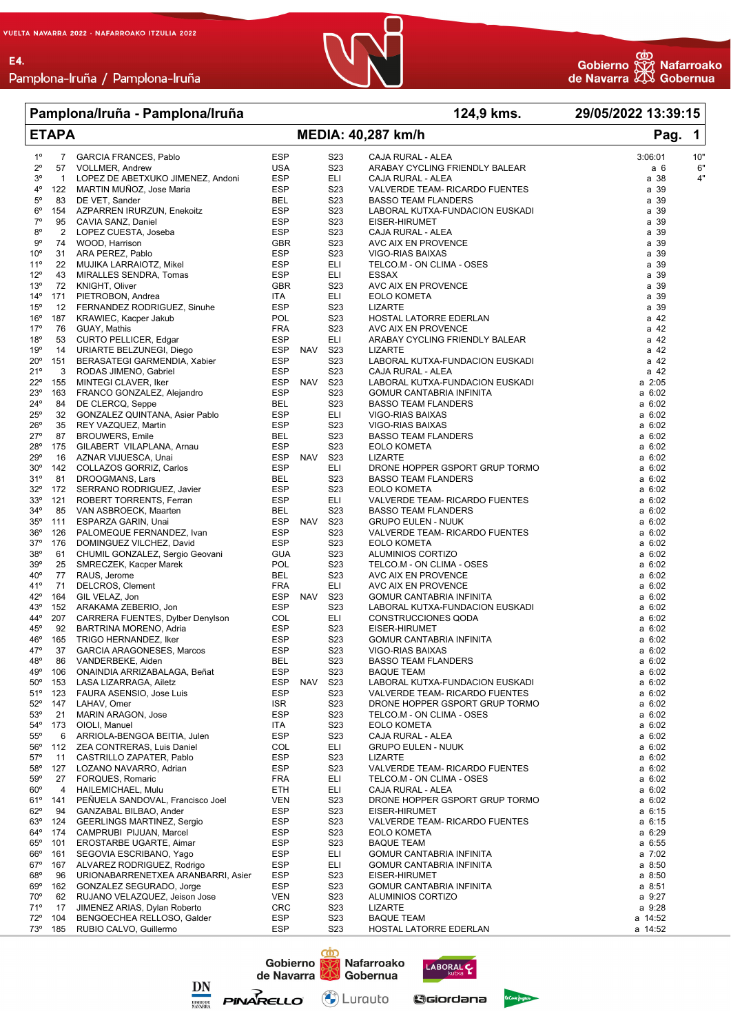| Pamplona/Iruña - Pamplona/Iruña | | 124,9 kms. | 29/05/2022 13:39:15 |
|---|---|---|---|
| **ETAPA** | | **MEDIA: 40,287 km/h** | **Pag. 1** |

| Pos. | Dorsal | Nombre | País | | Cat. | Equipo | Tiempo | Bonif. |
|---|---|---|---|---|---|---|---|---|
| 1º | 7 | GARCIA FRANCES, Pablo | ESP | | S23 | CAJA RURAL - ALEA | 3:06:01 | 10" |
| 2º | 57 | VOLLMER, Andrew | USA | | S23 | ARABAY CYCLING FRIENDLY BALEAR | a 6 | 6" |
| 3º | 1 | LOPEZ DE ABETXUKO JIMENEZ, Andoni | ESP | | ELI | CAJA RURAL - ALEA | a 38 | 4" |
| 4º | 122 | MARTIN MUÑOZ, Jose Maria | ESP | | S23 | VALVERDE TEAM- RICARDO FUENTES | a 39 | |
| 5º | 83 | DE VET, Sander | BEL | | S23 | BASSO TEAM FLANDERS | a 39 | |
| 6º | 154 | AZPARREN IRURZUN, Enekoitz | ESP | | S23 | LABORAL KUTXA-FUNDACION EUSKADI | a 39 | |
| 7º | 95 | CAVIA SANZ, Daniel | ESP | | S23 | EISER-HIRUMET | a 39 | |
| 8º | 2 | LOPEZ CUESTA, Joseba | ESP | | S23 | CAJA RURAL - ALEA | a 39 | |
| 9º | 74 | WOOD, Harrison | GBR | | S23 | AVC AIX EN PROVENCE | a 39 | |
| 10º | 31 | ARA PEREZ, Pablo | ESP | | S23 | VIGO-RIAS BAIXAS | a 39 | |
| 11º | 22 | MUJIKA LARRAIOTZ, Mikel | ESP | | ELI | TELCO.M - ON CLIMA - OSES | a 39 | |
| 12º | 43 | MIRALLES SENDRA, Tomas | ESP | | ELI | ESSAX | a 39 | |
| 13º | 72 | KNIGHT, Oliver | GBR | | S23 | AVC AIX EN PROVENCE | a 39 | |
| 14º | 171 | PIETROBON, Andrea | ITA | | ELI | EOLO KOMETA | a 39 | |
| 15º | 12 | FERNANDEZ RODRIGUEZ, Sinuhe | ESP | | S23 | LIZARTE | a 39 | |
| 16º | 187 | KRAWIEC, Kacper Jakub | POL | | S23 | HOSTAL LATORRE EDERLAN | a 42 | |
| 17º | 76 | GUAY, Mathis | FRA | | S23 | AVC AIX EN PROVENCE | a 42 | |
| 18º | 53 | CURTO PELLICER, Edgar | ESP | | ELI | ARABAY CYCLING FRIENDLY BALEAR | a 42 | |
| 19º | 14 | URIARTE BELZUNEGI, Diego | ESP | NAV | S23 | LIZARTE | a 42 | |
| 20º | 151 | BERASATEGI GARMENDIA, Xabier | ESP | | S23 | LABORAL KUTXA-FUNDACION EUSKADI | a 42 | |
| 21º | 3 | RODAS JIMENO, Gabriel | ESP | | S23 | CAJA RURAL - ALEA | a 42 | |
| 22º | 155 | MINTEGI CLAVER, Iker | ESP | NAV | S23 | LABORAL KUTXA-FUNDACION EUSKADI | a 2:05 | |
| 23º | 163 | FRANCO GONZALEZ, Alejandro | ESP | | S23 | GOMUR CANTABRIA INFINITA | a 6:02 | |
| 24º | 84 | DE CLERCQ, Seppe | BEL | | S23 | BASSO TEAM FLANDERS | a 6:02 | |
| 25º | 32 | GONZALEZ QUINTANA, Asier Pablo | ESP | | ELI | VIGO-RIAS BAIXAS | a 6:02 | |
| 26º | 35 | REY VAZQUEZ, Martin | ESP | | S23 | VIGO-RIAS BAIXAS | a 6:02 | |
| 27º | 87 | BROUWERS, Emile | BEL | | S23 | BASSO TEAM FLANDERS | a 6:02 | |
| 28º | 175 | GILABERT VILAPLANA, Arnau | ESP | | S23 | EOLO KOMETA | a 6:02 | |
| 29º | 16 | AZNAR VIJUESCA, Unai | ESP | NAV | S23 | LIZARTE | a 6:02 | |
| 30º | 142 | COLLAZOS GORRIZ, Carlos | ESP | | ELI | DRONE HOPPER GSPORT GRUP TORMO | a 6:02 | |
| 31º | 81 | DROOGMANS, Lars | BEL | | S23 | BASSO TEAM FLANDERS | a 6:02 | |
| 32º | 172 | SERRANO RODRIGUEZ, Javier | ESP | | S23 | EOLO KOMETA | a 6:02 | |
| 33º | 121 | ROBERT TORRENTS, Ferran | ESP | | ELI | VALVERDE TEAM- RICARDO FUENTES | a 6:02 | |
| 34º | 85 | VAN ASBROECK, Maarten | BEL | | S23 | BASSO TEAM FLANDERS | a 6:02 | |
| 35º | 111 | ESPARZA GARIN, Unai | ESP | NAV | S23 | GRUPO EULEN - NUUK | a 6:02 | |
| 36º | 126 | PALOMEQUE FERNANDEZ, Ivan | ESP | | S23 | VALVERDE TEAM- RICARDO FUENTES | a 6:02 | |
| 37º | 176 | DOMINGUEZ VILCHEZ, David | ESP | | S23 | EOLO KOMETA | a 6:02 | |
| 38º | 61 | CHUMIL GONZALEZ, Sergio Geovani | GUA | | S23 | ALUMINIOS CORTIZO | a 6:02 | |
| 39º | 25 | SMRECZEK, Kacper Marek | POL | | S23 | TELCO.M - ON CLIMA - OSES | a 6:02 | |
| 40º | 77 | RAUS, Jerome | BEL | | S23 | AVC AIX EN PROVENCE | a 6:02 | |
| 41º | 71 | DELCROS, Clement | FRA | | ELI | AVC AIX EN PROVENCE | a 6:02 | |
| 42º | 164 | GIL VELAZ, Jon | ESP | NAV | S23 | GOMUR CANTABRIA INFINITA | a 6:02 | |
| 43º | 152 | ARAKAMA ZEBERIO, Jon | ESP | | S23 | LABORAL KUTXA-FUNDACION EUSKADI | a 6:02 | |
| 44º | 207 | CARRERA FUENTES, Dylber Denylson | COL | | ELI | CONSTRUCCIONES QODA | a 6:02 | |
| 45º | 92 | BARTRINA MORENO, Adria | ESP | | S23 | EISER-HIRUMET | a 6:02 | |
| 46º | 165 | TRIGO HERNANDEZ, Iker | ESP | | S23 | GOMUR CANTABRIA INFINITA | a 6:02 | |
| 47º | 37 | GARCIA ARAGONESES, Marcos | ESP | | S23 | VIGO-RIAS BAIXAS | a 6:02 | |
| 48º | 86 | VANDERBEKE, Aiden | BEL | | S23 | BASSO TEAM FLANDERS | a 6:02 | |
| 49º | 106 | ONAINDIA ARRIZABALAGA, Beñat | ESP | | S23 | BAQUE TEAM | a 6:02 | |
| 50º | 153 | LASA LIZARRAGA, Ailetz | ESP | NAV | S23 | LABORAL KUTXA-FUNDACION EUSKADI | a 6:02 | |
| 51º | 123 | FAURA ASENSIO, Jose Luis | ESP | | S23 | VALVERDE TEAM- RICARDO FUENTES | a 6:02 | |
| 52º | 147 | LAHAV, Omer | ISR | | S23 | DRONE HOPPER GSPORT GRUP TORMO | a 6:02 | |
| 53º | 21 | MARIN ARAGON, Jose | ESP | | S23 | TELCO.M - ON CLIMA - OSES | a 6:02 | |
| 54º | 173 | OIOLI, Manuel | ITA | | S23 | EOLO KOMETA | a 6:02 | |
| 55º | 6 | ARRIOLA-BENGOA BEITIA, Julen | ESP | | S23 | CAJA RURAL - ALEA | a 6:02 | |
| 56º | 112 | ZEA CONTRERAS, Luis Daniel | COL | | ELI | GRUPO EULEN - NUUK | a 6:02 | |
| 57º | 11 | CASTRILLO ZAPATER, Pablo | ESP | | S23 | LIZARTE | a 6:02 | |
| 58º | 127 | LOZANO NAVARRO, Adrian | ESP | | S23 | VALVERDE TEAM- RICARDO FUENTES | a 6:02 | |
| 59º | 27 | FORQUES, Romaric | FRA | | ELI | TELCO.M - ON CLIMA - OSES | a 6:02 | |
| 60º | 4 | HAILEMICHAEL, Mulu | ETH | | ELI | CAJA RURAL - ALEA | a 6:02 | |
| 61º | 141 | PEÑUELA SANDOVAL, Francisco Joel | VEN | | S23 | DRONE HOPPER GSPORT GRUP TORMO | a 6:02 | |
| 62º | 94 | GANZABAL BILBAO, Ander | ESP | | S23 | EISER-HIRUMET | a 6:15 | |
| 63º | 124 | GEERLINGS MARTINEZ, Sergio | ESP | | S23 | VALVERDE TEAM- RICARDO FUENTES | a 6:15 | |
| 64º | 174 | CAMPRUBI PIJUAN, Marcel | ESP | | S23 | EOLO KOMETA | a 6:29 | |
| 65º | 101 | EROSTARBE UGARTE, Aimar | ESP | | S23 | BAQUE TEAM | a 6:55 | |
| 66º | 161 | SECOVIA ESCRIBANO, Yago | ESP | | ELI | GOMUR CANTABRIA INFINITA | a 7:02 | |
| 67º | 167 | ALVAREZ RODRIGUEZ, Rodrigo | ESP | | ELI | GOMUR CANTABRIA INFINITA | a 8:50 | |
| 68º | 96 | URIONABARRENETXEA ARANBARRI, Asier | ESP | | S23 | EISER-HIRUMET | a 8:50 | |
| 69º | 162 | GONZALEZ SEGURADO, Jorge | ESP | | S23 | GOMUR CANTABRIA INFINITA | a 8:51 | |
| 70º | 62 | RUJANO VELAZQUEZ, Jeison Jose | VEN | | S23 | ALUMINIOS CORTIZO | a 9:27 | |
| 71º | 17 | JIMENEZ ARIAS, Dylan Roberto | CRC | | S23 | LIZARTE | a 9:28 | |
| 72º | 104 | BENGOECHEA RELLOSO, Galder | ESP | | S23 | BAQUE TEAM | a 14:52 | |
| 73º | 185 | RUBIO CALVO, Guillermo | ESP | | S23 | HOSTAL LATORRE EDERLAN | a 14:52 | |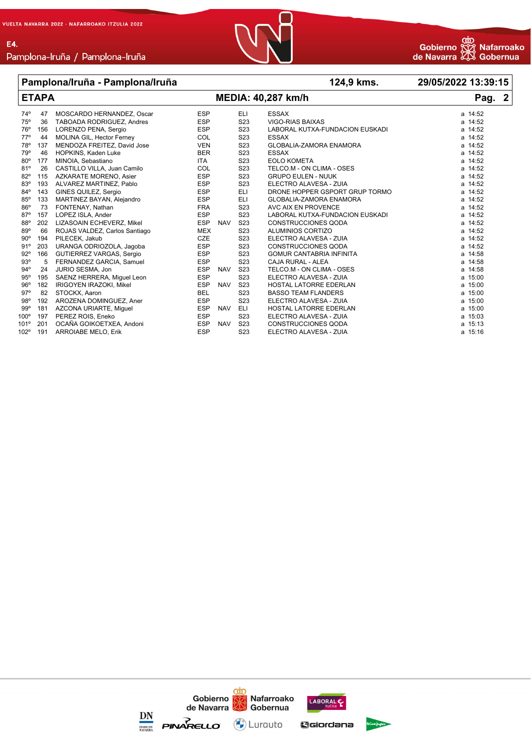| Pamplona/Iruña - Pamplona/Iruña | | | | | 124,9 kms. | 29/05/2022 13:39:15 |
|---|---|---|---|---|---|---|
| **ETAPA** | | | **MEDIA: 40,287 km/h** | | | **Pag. 2** |

| Pos. | Dorsal | Nombre | País | | Cat. | Equipo | Tiempo |
|---|---|---|---|---|---|---|---|
| 74º | 47 | MOSCARDO HERNANDEZ, Oscar | ESP | | ELI | ESSAX | a 14:52 |
| 75º | 36 | TABOADA RODRIGUEZ, Andres | ESP | | S23 | VIGO-RIAS BAIXAS | a 14:52 |
| 76º | 156 | LORENZO PENA, Sergio | ESP | | S23 | LABORAL KUTXA-FUNDACION EUSKADI | a 14:52 |
| 77º | 44 | MOLINA GIL, Hector Ferney | COL | | S23 | ESSAX | a 14:52 |
| 78º | 137 | MENDOZA FREITEZ, David Jose | VEN | | S23 | GLOBALIA-ZAMORA ENAMORA | a 14:52 |
| 79º | 46 | HOPKINS, Kaden Luke | BER | | S23 | ESSAX | a 14:52 |
| 80º | 177 | MINOIA, Sebastiano | ITA | | S23 | EOLO KOMETA | a 14:52 |
| 81º | 26 | CASTILLO VILLA, Juan Camilo | COL | | S23 | TELCO.M - ON CLIMA - OSES | a 14:52 |
| 82º | 115 | AZKARATE MORENO, Asier | ESP | | S23 | GRUPO EULEN - NUUK | a 14:52 |
| 83º | 193 | ALVAREZ MARTINEZ, Pablo | ESP | | S23 | ELECTRO ALAVESA - ZUIA | a 14:52 |
| 84º | 143 | GINES QUILEZ, Sergio | ESP | | ELI | DRONE HOPPER GSPORT GRUP TORMO | a 14:52 |
| 85º | 133 | MARTINEZ BAYAN, Alejandro | ESP | | ELI | GLOBALIA-ZAMORA ENAMORA | a 14:52 |
| 86º | 73 | FONTENAY, Nathan | FRA | | S23 | AVC AIX EN PROVENCE | a 14:52 |
| 87º | 157 | LOPEZ ISLA, Ander | ESP | | S23 | LABORAL KUTXA-FUNDACION EUSKADI | a 14:52 |
| 88º | 202 | LIZASOAIN ECHEVERZ, Mikel | ESP | NAV | S23 | CONSTRUCCIONES QODA | a 14:52 |
| 89º | 66 | ROJAS VALDEZ, Carlos Santiago | MEX | | S23 | ALUMINIOS CORTIZO | a 14:52 |
| 90º | 194 | PILECEK, Jakub | CZE | | S23 | ELECTRO ALAVESA - ZUIA | a 14:52 |
| 91º | 203 | URANGA ODRIOZOLA, Jagoba | ESP | | S23 | CONSTRUCCIONES QODA | a 14:52 |
| 92º | 166 | GUTIERREZ VARGAS, Sergio | ESP | | S23 | GOMUR CANTABRIA INFINITA | a 14:58 |
| 93º | 5 | FERNANDEZ GARCIA, Samuel | ESP | | S23 | CAJA RURAL - ALEA | a 14:58 |
| 94º | 24 | JURIO SESMA, Jon | ESP | NAV | S23 | TELCO.M - ON CLIMA - OSES | a 14:58 |
| 95º | 195 | SAENZ HERRERA, Miguel Leon | ESP | | S23 | ELECTRO ALAVESA - ZUIA | a 15:00 |
| 96º | 182 | IRIGOYEN IRAZOKI, Mikel | ESP | NAV | S23 | HOSTAL LATORRE EDERLAN | a 15:00 |
| 97º | 82 | STOCKX, Aaron | BEL | | S23 | BASSO TEAM FLANDERS | a 15:00 |
| 98º | 192 | AROZENA DOMINGUEZ, Aner | ESP | | S23 | ELECTRO ALAVESA - ZUIA | a 15:00 |
| 99º | 181 | AZCONA URIARTE, Miguel | ESP | NAV | ELI | HOSTAL LATORRE EDERLAN | a 15:00 |
| 100º | 197 | PEREZ ROIS, Eneko | ESP | | S23 | ELECTRO ALAVESA - ZUIA | a 15:03 |
| 101º | 201 | OCAÑA GOIKOETXEA, Andoni | ESP | NAV | S23 | CONSTRUCCIONES QODA | a 15:13 |
| 102º | 191 | ARROIABE MELO, Erik | ESP | | S23 | ELECTRO ALAVESA - ZUIA | a 15:16 |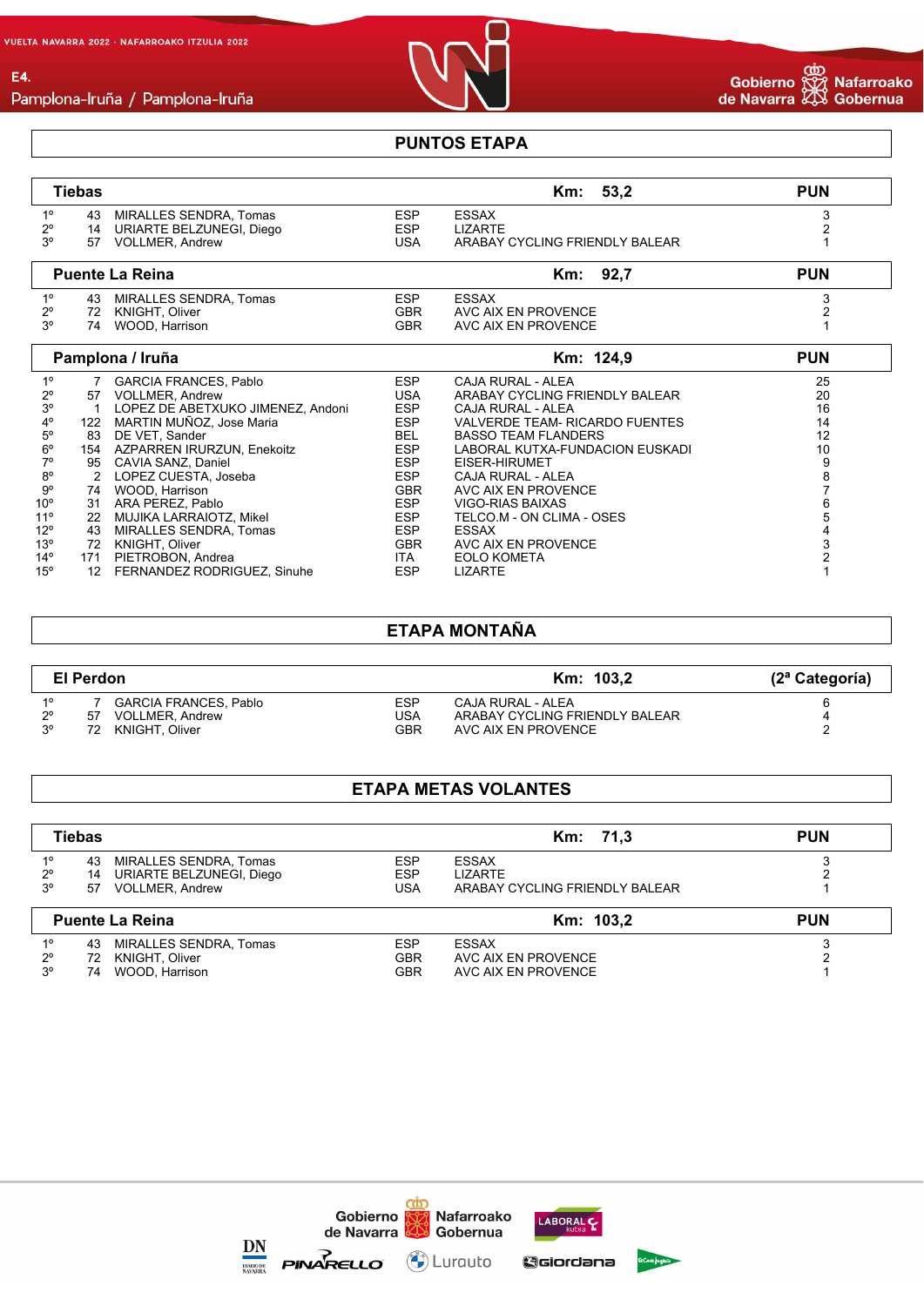## PUNTOS ETAPA

| Tiebas | | | | | Km: 53,2 | PUN |
|---|---|---|---|---|---|---|
| 1º | 43 | MIRALLES SENDRA, Tomas | ESP | ESSAX | | 3 |
| 2º | 14 | URIARTE BELZUNEGI, Diego | ESP | LIZARTE | | 2 |
| 3º | 57 | VOLLMER, Andrew | USA | ARABAY CYCLING FRIENDLY BALEAR | | 1 |

| Puente La Reina | | | | | Km: 92,7 | PUN |
|---|---|---|---|---|---|---|
| 1º | 43 | MIRALLES SENDRA, Tomas | ESP | ESSAX | | 3 |
| 2º | 72 | KNIGHT, Oliver | GBR | AVC AIX EN PROVENCE | | 2 |
| 3º | 74 | WOOD, Harrison | GBR | AVC AIX EN PROVENCE | | 1 |

| Pamplona / Iruña | | | | | Km: 124,9 | PUN |
|---|---|---|---|---|---|---|
| 1º | 7 | GARCIA FRANCES, Pablo | ESP | CAJA RURAL - ALEA | | 25 |
| 2º | 57 | VOLLMER, Andrew | USA | ARABAY CYCLING FRIENDLY BALEAR | | 20 |
| 3º | 1 | LOPEZ DE ABETXUKO JIMENEZ, Andoni | ESP | CAJA RURAL - ALEA | | 16 |
| 4º | 122 | MARTIN MUÑOZ, Jose Maria | ESP | VALVERDE TEAM- RICARDO FUENTES | | 14 |
| 5º | 83 | DE VET, Sander | BEL | BASSO TEAM FLANDERS | | 12 |
| 6º | 154 | AZPARREN IRURZUN, Enekoitz | ESP | LABORAL KUTXA-FUNDACION EUSKADI | | 10 |
| 7º | 95 | CAVIA SANZ, Daniel | ESP | EISER-HIRUMET | | 9 |
| 8º | 2 | LOPEZ CUESTA, Joseba | ESP | CAJA RURAL - ALEA | | 8 |
| 9º | 74 | WOOD, Harrison | GBR | AVC AIX EN PROVENCE | | 7 |
| 10º | 31 | ARA PEREZ, Pablo | ESP | VIGO-RIAS BAIXAS | | 6 |
| 11º | 22 | MUJIKA LARRAIOTZ, Mikel | ESP | TELCO.M - ON CLIMA - OSES | | 5 |
| 12º | 43 | MIRALLES SENDRA, Tomas | ESP | ESSAX | | 4 |
| 13º | 72 | KNIGHT, Oliver | GBR | AVC AIX EN PROVENCE | | 3 |
| 14º | 171 | PIETROBON, Andrea | ITA | EOLO KOMETA | | 2 |
| 15º | 12 | FERNANDEZ RODRIGUEZ, Sinuhe | ESP | LIZARTE | | 1 |

## ETAPA MONTAÑA

| El Perdon | | | | | Km: 103,2 | (2ª Categoría) |
|---|---|---|---|---|---|---|
| 1º | 7 | GARCIA FRANCES, Pablo | ESP | CAJA RURAL - ALEA | | 6 |
| 2º | 57 | VOLLMER, Andrew | USA | ARABAY CYCLING FRIENDLY BALEAR | | 4 |
| 3º | 72 | KNIGHT, Oliver | GBR | AVC AIX EN PROVENCE | | 2 |

## ETAPA METAS VOLANTES

| Tiebas | | | | | Km: 71,3 | PUN |
|---|---|---|---|---|---|---|
| 1º | 43 | MIRALLES SENDRA, Tomas | ESP | ESSAX | | 3 |
| 2º | 14 | URIARTE BELZUNEGI, Diego | ESP | LIZARTE | | 2 |
| 3º | 57 | VOLLMER, Andrew | USA | ARABAY CYCLING FRIENDLY BALEAR | | 1 |

| Puente La Reina | | | | | Km: 103,2 | PUN |
|---|---|---|---|---|---|---|
| 1º | 43 | MIRALLES SENDRA, Tomas | ESP | ESSAX | | 3 |
| 2º | 72 | KNIGHT, Oliver | GBR | AVC AIX EN PROVENCE | | 2 |
| 3º | 74 | WOOD, Harrison | GBR | AVC AIX EN PROVENCE | | 1 |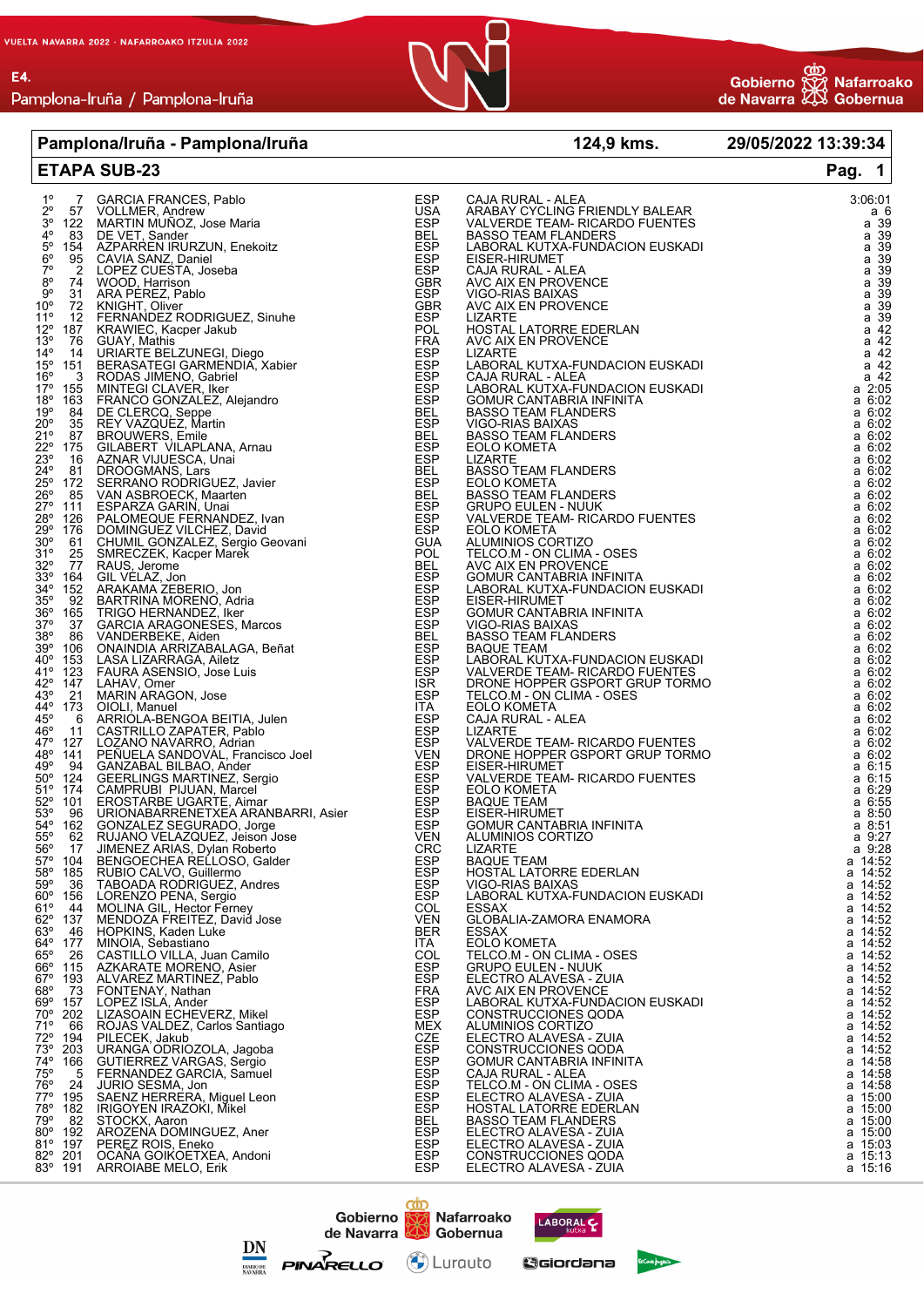VUELTA NAVARRA 2022 · NAFARROAKO ITZULIA 2022

E4.
Pamplona-Iruña / Pamplona-Iruña

| Pamplona/Iruña - Pamplona/Iruña | 124,9 kms. | 29/05/2022 13:39:34 |
|---|---|---|
| **ETAPA SUB-23** | | **Pag. 1** |

| Pos | Dorsal | Nombre | País | Equipo | Tiempo |
|---|---|---|---|---|---|
| 1º | 7 | GARCIA FRANCES, Pablo | ESP | CAJA RURAL - ALEA | 3:06:01 |
| 2º | 57 | VOLLMER, Andrew | USA | ARABAY CYCLING FRIENDLY BALEAR | a 6 |
| 3º | 122 | MARTIN MUÑOZ, Jose Maria | ESP | VALVERDE TEAM- RICARDO FUENTES | a 39 |
| 4º | 83 | DE VET, Sander | BEL | BASSO TEAM FLANDERS | a 39 |
| 5º | 154 | AZPARREN IRURZUN, Enekoitz | ESP | LABORAL KUTXA-FUNDACION EUSKADI | a 39 |
| 6º | 95 | CAVIA SANZ, Daniel | ESP | EISER-HIRUMET | a 39 |
| 7º | 2 | LOPEZ CUESTA, Joseba | ESP | CAJA RURAL - ALEA | a 39 |
| 8º | 74 | WOOD, Harrison | GBR | AVC AIX EN PROVENCE | a 39 |
| 9º | 31 | ARA PEREZ, Pablo | ESP | VIGO-RIAS BAIXAS | a 39 |
| 10º | 72 | KNIGHT, Oliver | GBR | AVC AIX EN PROVENCE | a 39 |
| 11º | 12 | FERNANDEZ RODRIGUEZ, Sinuhe | ESP | LIZARTE | a 39 |
| 12º | 187 | KRAWIEC, Kacper Jakub | POL | HOSTAL LATORRE EDERLAN | a 42 |
| 13º | 76 | GUAY, Mathis | FRA | AVC AIX EN PROVENCE | a 42 |
| 14º | 14 | URIARTE BELZUNEGI, Diego | ESP | LIZARTE | a 42 |
| 15º | 151 | BERASATEGI GARMENDIA, Xabier | ESP | LABORAL KUTXA-FUNDACION EUSKADI | a 42 |
| 16º | 3 | RODAS JIMENO, Gabriel | ESP | CAJA RURAL - ALEA | a 42 |
| 17º | 155 | MINTEGI CLAVER, Iker | ESP | LABORAL KUTXA-FUNDACION EUSKADI | a 2:05 |
| 18º | 163 | FRANCO GONZALEZ, Alejandro | ESP | GOMUR CANTABRIA INFINITA | a 6:02 |
| 19º | 84 | DE CLERCQ, Seppe | BEL | BASSO TEAM FLANDERS | a 6:02 |
| 20º | 35 | REY VAZQUEZ, Martin | ESP | VIGO-RIAS BAIXAS | a 6:02 |
| 21º | 87 | BROUWERS, Emile | BEL | BASSO TEAM FLANDERS | a 6:02 |
| 22º | 175 | GILABERT VILAPLANA, Arnau | ESP | EOLO KOMETA | a 6:02 |
| 23º | 16 | AZNAR VIJUESCA, Unai | ESP | LIZARTE | a 6:02 |
| 24º | 81 | DROOGMANS, Lars | BEL | BASSO TEAM FLANDERS | a 6:02 |
| 25º | 172 | SERRANO RODRIGUEZ, Javier | ESP | EOLO KOMETA | a 6:02 |
| 26º | 85 | VAN ASBROECK, Maarten | BEL | BASSO TEAM FLANDERS | a 6:02 |
| 27º | 111 | ESPARZA GARIN, Unai | ESP | GRUPO EULEN - NUUK | a 6:02 |
| 28º | 126 | PALOMEQUE FERNANDEZ, Ivan | ESP | VALVERDE TEAM- RICARDO FUENTES | a 6:02 |
| 29º | 176 | DOMINGUEZ VILCHEZ, David | ESP | EOLO KOMETA | a 6:02 |
| 30º | 61 | CHUMIL GONZALEZ, Sergio Geovani | GUA | ALUMINIOS CORTIZO | a 6:02 |
| 31º | 25 | SMRECZEK, Kacper Marek | POL | TELCO.M - ON CLIMA - OSES | a 6:02 |
| 32º | 77 | RAUS, Jerome | BEL | AVC AIX EN PROVENCE | a 6:02 |
| 33º | 164 | GIL VELAZ, Jon | ESP | GOMUR CANTABRIA INFINITA | a 6:02 |
| 34º | 152 | ARAKAMA ZEBERIO, Jon | ESP | LABORAL KUTXA-FUNDACION EUSKADI | a 6:02 |
| 35º | 92 | BARTRINA MORENO, Adria | ESP | EISER-HIRUMET | a 6:02 |
| 36º | 165 | TRIGO HERNANDEZ, Iker | ESP | GOMUR CANTABRIA INFINITA | a 6:02 |
| 37º | 37 | GARCIA ARAGONESES, Marcos | ESP | VIGO-RIAS BAIXAS | a 6:02 |
| 38º | 86 | VANDERBEKE, Aiden | BEL | BASSO TEAM FLANDERS | a 6:02 |
| 39º | 106 | ONAINDIA ARRIZABALAGA, Beñat | ESP | BAQUE TEAM | a 6:02 |
| 40º | 153 | LASA LIZARRAGA, Ailetz | ESP | LABORAL KUTXA-FUNDACION EUSKADI | a 6:02 |
| 41º | 123 | FAURA ASENSIO, Jose Luis | ESP | VALVERDE TEAM- RICARDO FUENTES | a 6:02 |
| 42º | 147 | LAHAV, Omer | ISR | DRONE HOPPER GSPORT GRUP TORMO | a 6:02 |
| 43º | 21 | MARIN ARAGON, Jose | ESP | TELCO.M - ON CLIMA - OSES | a 6:02 |
| 44º | 173 | OIOLI, Manuel | ITA | EOLO KOMETA | a 6:02 |
| 45º | 6 | ARRIOLA-BENGOA BEITIA, Julen | ESP | CAJA RURAL - ALEA | a 6:02 |
| 46º | 11 | CASTRILLO ZAPATER, Pablo | ESP | LIZARTE | a 6:02 |
| 47º | 127 | LOZANO NAVARRO, Adrian | ESP | VALVERDE TEAM- RICARDO FUENTES | a 6:02 |
| 48º | 141 | PEÑUELA SANDOVAL, Francisco Joel | VEN | DRONE HOPPER GSPORT GRUP TORMO | a 6:02 |
| 49º | 94 | GANZABAL BILBAO, Ander | ESP | EISER-HIRUMET | a 6:15 |
| 50º | 124 | GEERLINGS MARTINEZ, Sergio | ESP | VALVERDE TEAM- RICARDO FUENTES | a 6:15 |
| 51º | 174 | CAMPRUBI PIJUAN, Marcel | ESP | EOLO KOMETA | a 6:29 |
| 52º | 101 | EROSTARBE UGARTE, Aimar | ESP | BAQUE TEAM | a 6:55 |
| 53º | 96 | URIONABARRENETXEA ARANBARRI, Asier | ESP | EISER-HIRUMET | a 8:50 |
| 54º | 162 | GONZALEZ SEGURADO, Jorge | ESP | GOMUR CANTABRIA INFINITA | a 8:51 |
| 55º | 62 | RUJANO VELAZQUEZ, Jeison Jose | VEN | ALUMINIOS CORTIZO | a 9:27 |
| 56º | 17 | JIMENEZ ARIAS, Dylan Roberto | CRC | LIZARTE | a 9:28 |
| 57º | 104 | BENGOECHEA RELLOSO, Galder | ESP | BAQUE TEAM | a 14:52 |
| 58º | 185 | RUBIO CALVO, Guillermo | ESP | HOSTAL LATORRE EDERLAN | a 14:52 |
| 59º | 36 | TABOADA RODRIGUEZ, Andres | ESP | VIGO-RIAS BAIXAS | a 14:52 |
| 60º | 156 | LORENZO PEÑA, Sergio | ESP | LABORAL KUTXA-FUNDACION EUSKADI | a 14:52 |
| 61º | 44 | MOLINA GIL, Hector Ferney | COL | ESSAX | a 14:52 |
| 62º | 137 | MENDOZA FREITEZ, David Jose | VEN | GLOBALIA-ZAMORA ENAMORA | a 14:52 |
| 63º | 46 | HOPKINS, Kaden Luke | BER | ESSAX | a 14:52 |
| 64º | 177 | MINOIA, Sebastiano | ITA | EOLO KOMETA | a 14:52 |
| 65º | 26 | CASTILLO VILLA, Juan Camilo | COL | TELCO.M - ON CLIMA - OSES | a 14:52 |
| 66º | 115 | AZKARATE MORENO, Asier | ESP | GRUPO EULEN - NUUK | a 14:52 |
| 67º | 193 | ALVAREZ MARTINEZ, Pablo | ESP | ELECTRO ALAVESA - ZUIA | a 14:52 |
| 68º | 73 | FONTENAY, Nathan | FRA | AVC AIX EN PROVENCE | a 14:52 |
| 69º | 157 | LOPEZ ISLA, Ander | ESP | LABORAL KUTXA-FUNDACION EUSKADI | a 14:52 |
| 70º | 202 | LIZASOAIN ECHEVERZ, Mikel | ESP | CONSTRUCCIONES QODA | a 14:52 |
| 71º | 66 | ROJAS VALDEZ, Carlos Santiago | MEX | ALUMINIOS CORTIZO | a 14:52 |
| 72º | 194 | PILECEK, Jakub | CZE | ELECTRO ALAVESA - ZUIA | a 14:52 |
| 73º | 203 | URANGA ODRIOZOLA, Jagoba | ESP | CONSTRUCCIONES QODA | a 14:52 |
| 74º | 166 | GUTIERREZ VARGAS, Sergio | ESP | GOMUR CANTABRIA INFINITA | a 14:58 |
| 75º | 5 | FERNANDEZ GARCIA, Samuel | ESP | CAJA RURAL - ALEA | a 14:58 |
| 76º | 24 | JURIO SESMA, Jon | ESP | TELCO.M - ON CLIMA - OSES | a 14:58 |
| 77º | 195 | SAENZ HERRERA, Miguel Leon | ESP | ELECTRO ALAVESA - ZUIA | a 15:00 |
| 78º | 182 | IRIGOYEN IRAZOKI, Mikel | ESP | HOSTAL LATORRE EDERLAN | a 15:00 |
| 79º | 82 | STOCKX, Aaron | BEL | BASSO TEAM FLANDERS | a 15:00 |
| 80º | 192 | AROZENA DOMINGUEZ, Aner | ESP | ELECTRO ALAVESA - ZUIA | a 15:00 |
| 81º | 197 | PEREZ ROIS, Eneko | ESP | ELECTRO ALAVESA - ZUIA | a 15:03 |
| 82º | 201 | OCAÑA GOIKOETXEA, Andoni | ESP | CONSTRUCCIONES QODA | a 15:13 |
| 83º | 191 | ARROIABE MELO, Erik | ESP | ELECTRO ALAVESA - ZUIA | a 15:16 |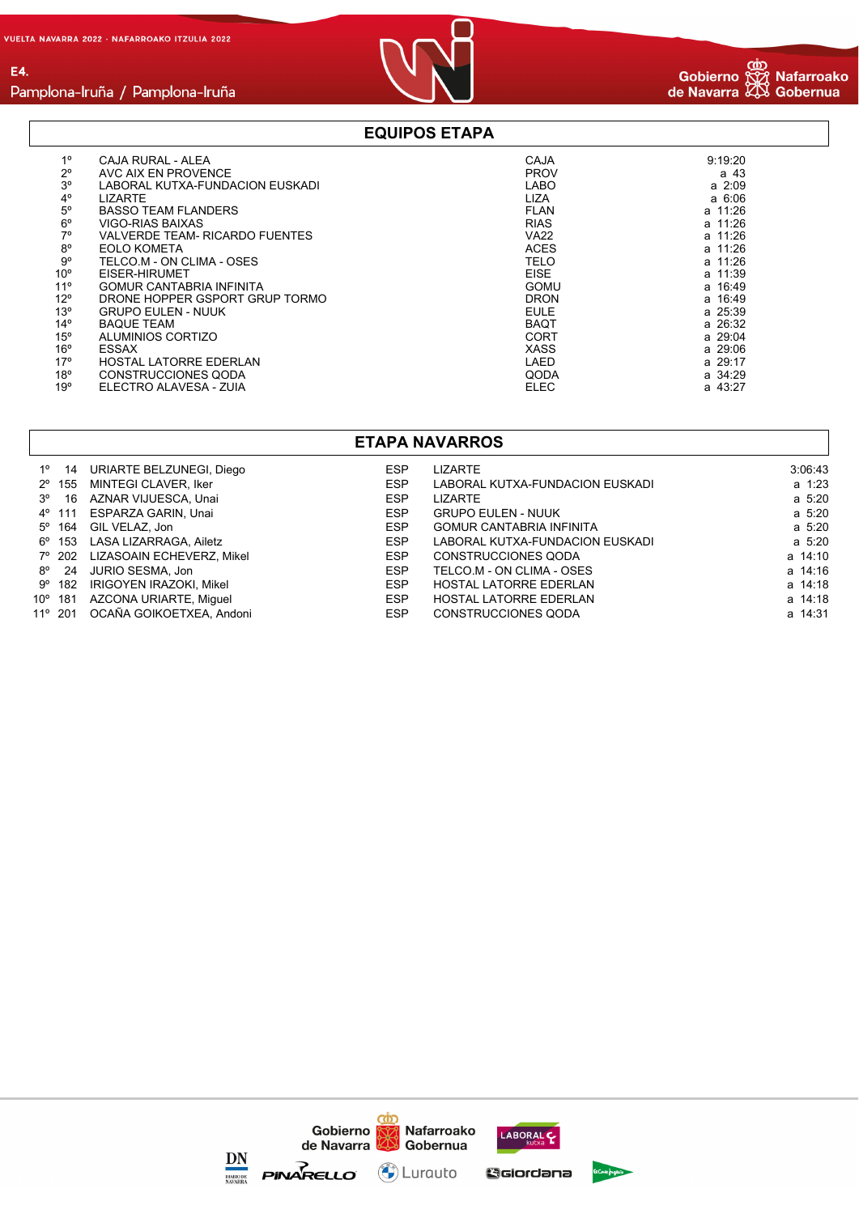## EQUIPOS ETAPA

| | | | |
|---|---|---|---|
| 1º | CAJA RURAL - ALEA | CAJA | 9:19:20 |
| 2º | AVC AIX EN PROVENCE | PROV | a 43 |
| 3º | LABORAL KUTXA-FUNDACION EUSKADI | LABO | a 2:09 |
| 4º | LIZARTE | LIZA | a 6:06 |
| 5º | BASSO TEAM FLANDERS | FLAN | a 11:26 |
| 6º | VIGO-RIAS BAIXAS | RIAS | a 11:26 |
| 7º | VALVERDE TEAM- RICARDO FUENTES | VA22 | a 11:26 |
| 8º | EOLO KOMETA | ACES | a 11:26 |
| 9º | TELCO.M - ON CLIMA - OSES | TELO | a 11:26 |
| 10º | EISER-HIRUMET | EISE | a 11:39 |
| 11º | GOMUR CANTABRIA INFINITA | GOMU | a 16:49 |
| 12º | DRONE HOPPER GSPORT GRUP TORMO | DRON | a 16:49 |
| 13º | GRUPO EULEN - NUUK | EULE | a 25:39 |
| 14º | BAQUE TEAM | BAQT | a 26:32 |
| 15º | ALUMINIOS CORTIZO | CORT | a 29:04 |
| 16º | ESSAX | XASS | a 29:06 |
| 17º | HOSTAL LATORRE EDERLAN | LAED | a 29:17 |
| 18º | CONSTRUCCIONES QODA | QODA | a 34:29 |
| 19º | ELECTRO ALAVESA - ZUIA | ELEC | a 43:27 |

## ETAPA NAVARROS

| | | | | | |
|---|---|---|---|---|---|
| 1º | 14 | URIARTE BELZUNEGI, Diego | ESP | LIZARTE | 3:06:43 |
| 2º | 155 | MINTEGI CLAVER, Iker | ESP | LABORAL KUTXA-FUNDACION EUSKADI | a 1:23 |
| 3º | 16 | AZNAR VIJUESCA, Unai | ESP | LIZARTE | a 5:20 |
| 4º | 111 | ESPARZA GARIN, Unai | ESP | GRUPO EULEN - NUUK | a 5:20 |
| 5º | 164 | GIL VELAZ, Jon | ESP | GOMUR CANTABRIA INFINITA | a 5:20 |
| 6º | 153 | LASA LIZARRAGA, Ailetz | ESP | LABORAL KUTXA-FUNDACION EUSKADI | a 5:20 |
| 7º | 202 | LIZASOAIN ECHEVERZ, Mikel | ESP | CONSTRUCCIONES QODA | a 14:10 |
| 8º | 24 | JURIO SESMA, Jon | ESP | TELCO.M - ON CLIMA - OSES | a 14:16 |
| 9º | 182 | IRIGOYEN IRAZOKI, Mikel | ESP | HOSTAL LATORRE EDERLAN | a 14:18 |
| 10º | 181 | AZCONA URIARTE, Miguel | ESP | HOSTAL LATORRE EDERLAN | a 14:18 |
| 11º | 201 | OCAÑA GOIKOETXEA, Andoni | ESP | CONSTRUCCIONES QODA | a 14:31 |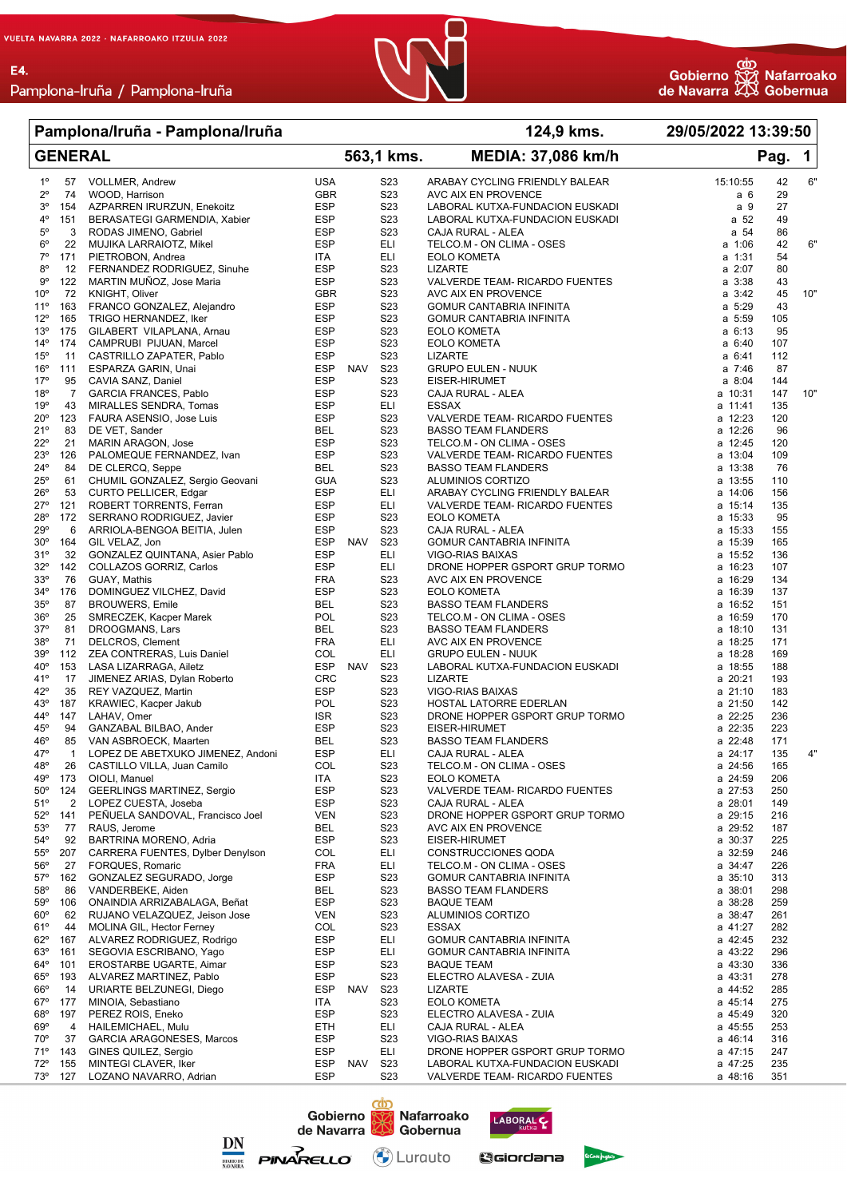VUELTA NAVARRA 2022 · NAFARROAKO ITZULIA 2022

E4.

Pamplona-Iruña / Pamplona-Iruña

| Pamplona/Iruña - Pamplona/Iruña | | 124,9 kms. | 29/05/2022 13:39:50 |
|---|---|---|---|
| **GENERAL** | 563,1 kms. | MEDIA: 37,086 km/h | Pag. 1 |

| Pos | Dorsal | Nombre | País | | Cat | Equipo | Tiempo | | Bonif. |
|---|---|---|---|---|---|---|---|---|---|
| 1º | 57 | VOLLMER, Andrew | USA | | S23 | ARABAY CYCLING FRIENDLY BALEAR | 15:10:55 | 42 | 6" |
| 2º | 74 | WOOD, Harrison | GBR | | S23 | AVC AIX EN PROVENCE | a 6 | 29 | |
| 3º | 154 | AZPARREN IRURZUN, Enekoitz | ESP | | S23 | LABORAL KUTXA-FUNDACION EUSKADI | a 9 | 27 | |
| 4º | 151 | BERASATEGI GARMENDIA, Xabier | ESP | | S23 | LABORAL KUTXA-FUNDACION EUSKADI | a 52 | 49 | |
| 5º | 3 | RODAS JIMENO, Gabriel | ESP | | S23 | CAJA RURAL - ALEA | a 54 | 86 | |
| 6º | 22 | MUJIKA LARRAIOTZ, Mikel | ESP | | ELI | TELCO.M - ON CLIMA - OSES | a 1:06 | 42 | 6" |
| 7º | 171 | PIETROBON, Andrea | ITA | | ELI | EOLO KOMETA | a 1:31 | 54 | |
| 8º | 12 | FERNANDEZ RODRIGUEZ, Sinuhe | ESP | | S23 | LIZARTE | a 2:07 | 80 | |
| 9º | 122 | MARTIN MUÑOZ, Jose Maria | ESP | | S23 | VALVERDE TEAM- RICARDO FUENTES | a 3:38 | 43 | |
| 10º | 72 | KNIGHT, Oliver | GBR | | S23 | AVC AIX EN PROVENCE | a 3:42 | 45 | 10" |
| 11º | 163 | FRANCO GONZALEZ, Alejandro | ESP | | S23 | GOMUR CANTABRIA INFINITA | a 5:29 | 43 | |
| 12º | 165 | TRIGO HERNANDEZ, Iker | ESP | | S23 | GOMUR CANTABRIA INFINITA | a 5:59 | 105 | |
| 13º | 175 | GILABERT VILAPLANA, Arnau | ESP | | S23 | EOLO KOMETA | a 6:13 | 95 | |
| 14º | 174 | CAMPRUBI PIJUAN, Marcel | ESP | | S23 | EOLO KOMETA | a 6:40 | 107 | |
| 15º | 11 | CASTRILLO ZAPATER, Pablo | ESP | | S23 | LIZARTE | a 6:41 | 112 | |
| 16º | 111 | ESPARZA GARIN, Unai | ESP | NAV | S23 | GRUPO EULEN - NUUK | a 7:46 | 87 | |
| 17º | 95 | CAVIA SANZ, Daniel | ESP | | S23 | EISER-HIRUMET | a 8:04 | 144 | |
| 18º | 7 | GARCIA FRANCES, Pablo | ESP | | S23 | CAJA RURAL - ALEA | a 10:31 | 147 | 10" |
| 19º | 43 | MIRALLES SENDRA, Tomas | ESP | | ELI | ESSAX | a 11:41 | 135 | |
| 20º | 123 | FAURA ASENSIO, Jose Luis | ESP | | S23 | VALVERDE TEAM- RICARDO FUENTES | a 12:23 | 120 | |
| 21º | 83 | DE VET, Sander | BEL | | S23 | BASSO TEAM FLANDERS | a 12:26 | 96 | |
| 22º | 21 | MARIN ARAGON, Jose | ESP | | S23 | TELCO.M - ON CLIMA - OSES | a 12:45 | 120 | |
| 23º | 126 | PALOMEQUE FERNANDEZ, Ivan | ESP | | S23 | VALVERDE TEAM- RICARDO FUENTES | a 13:04 | 109 | |
| 24º | 84 | DE CLERCQ, Seppe | BEL | | S23 | BASSO TEAM FLANDERS | a 13:38 | 76 | |
| 25º | 61 | CHUMIL GONZALEZ, Sergio Geovani | GUA | | S23 | ALUMINIOS CORTIZO | a 13:55 | 110 | |
| 26º | 53 | CURTO PELLICER, Edgar | ESP | | ELI | ARABAY CYCLING FRIENDLY BALEAR | a 14:06 | 156 | |
| 27º | 121 | ROBERT TORRENTS, Ferran | ESP | | ELI | VALVERDE TEAM- RICARDO FUENTES | a 15:14 | 135 | |
| 28º | 172 | SERRANO RODRIGUEZ, Javier | ESP | | S23 | EOLO KOMETA | a 15:33 | 95 | |
| 29º | 6 | ARRIOLA-BENGOA BEITIA, Julen | ESP | | S23 | CAJA RURAL - ALEA | a 15:33 | 155 | |
| 30º | 164 | GIL VELAZ, Jon | ESP | NAV | S23 | GOMUR CANTABRIA INFINITA | a 15:39 | 165 | |
| 31º | 32 | GONZALEZ QUINTANA, Asier Pablo | ESP | | ELI | VIGO-RIAS BAIXAS | a 15:52 | 136 | |
| 32º | 142 | COLLAZOS GORRIZ, Carlos | ESP | | ELI | DRONE HOPPER GSPORT GRUP TORMO | a 16:23 | 107 | |
| 33º | 76 | GUAY, Mathis | FRA | | S23 | AVC AIX EN PROVENCE | a 16:29 | 134 | |
| 34º | 176 | DOMINGUEZ VILCHEZ, David | ESP | | S23 | EOLO KOMETA | a 16:39 | 137 | |
| 35º | 87 | BROUWERS, Emile | BEL | | S23 | BASSO TEAM FLANDERS | a 16:52 | 151 | |
| 36º | 25 | SMRECZEK, Kacper Marek | POL | | S23 | TELCO.M - ON CLIMA - OSES | a 16:59 | 170 | |
| 37º | 81 | DROOGMANS, Lars | BEL | | S23 | BASSO TEAM FLANDERS | a 18:10 | 131 | |
| 38º | 71 | DELCROS, Clement | FRA | | ELI | AVC AIX EN PROVENCE | a 18:25 | 171 | |
| 39º | 112 | ZEA CONTRERAS, Luis Daniel | COL | | ELI | GRUPO EULEN - NUUK | a 18:28 | 169 | |
| 40º | 153 | LASA LIZARRAGA, Ailetz | ESP | NAV | S23 | LABORAL KUTXA-FUNDACION EUSKADI | a 18:55 | 188 | |
| 41º | 17 | JIMENEZ ARIAS, Dylan Roberto | CRC | | S23 | LIZARTE | a 20:21 | 193 | |
| 42º | 35 | REY VAZQUEZ, Martin | ESP | | S23 | VIGO-RIAS BAIXAS | a 21:10 | 183 | |
| 43º | 187 | KRAWIEC, Kacper Jakub | POL | | S23 | HOSTAL LATORRE EDERLAN | a 21:50 | 142 | |
| 44º | 147 | LAHAV, Omer | ISR | | S23 | DRONE HOPPER GSPORT GRUP TORMO | a 22:25 | 236 | |
| 45º | 94 | GANZABAL BILBAO, Ander | ESP | | S23 | EISER-HIRUMET | a 22:35 | 223 | |
| 46º | 85 | VAN ASBROECK, Maarten | BEL | | S23 | BASSO TEAM FLANDERS | a 22:48 | 171 | |
| 47º | 1 | LOPEZ DE ABETXUKO JIMENEZ, Andoni | ESP | | ELI | CAJA RURAL - ALEA | a 24:17 | 135 | 4" |
| 48º | 26 | CASTILLO VILLA, Juan Camilo | COL | | S23 | TELCO.M - ON CLIMA - OSES | a 24:56 | 165 | |
| 49º | 173 | OIOLI, Manuel | ITA | | S23 | EOLO KOMETA | a 24:59 | 206 | |
| 50º | 124 | GEERLINGS MARTINEZ, Sergio | ESP | | S23 | VALVERDE TEAM- RICARDO FUENTES | a 27:53 | 250 | |
| 51º | 2 | LOPEZ CUESTA, Joseba | ESP | | S23 | CAJA RURAL - ALEA | a 28:01 | 149 | |
| 52º | 141 | PEÑUELA SANDOVAL, Francisco Joel | VEN | | S23 | DRONE HOPPER GSPORT GRUP TORMO | a 29:15 | 216 | |
| 53º | 77 | RAUS, Jerome | BEL | | S23 | AVC AIX EN PROVENCE | a 29:52 | 187 | |
| 54º | 92 | BARTRINA MORENO, Adria | ESP | | S23 | EISER-HIRUMET | a 30:37 | 225 | |
| 55º | 207 | CARRERA FUENTES, Dylber Denylson | COL | | ELI | CONSTRUCCIONES QODA | a 32:59 | 246 | |
| 56º | 27 | FORQUES, Romaric | FRA | | ELI | TELCO.M - ON CLIMA - OSES | a 34:47 | 226 | |
| 57º | 162 | GONZALEZ SEGURADO, Jorge | ESP | | S23 | GOMUR CANTABRIA INFINITA | a 35:10 | 313 | |
| 58º | 86 | VANDERBEKE, Aiden | BEL | | S23 | BASSO TEAM FLANDERS | a 38:01 | 298 | |
| 59º | 106 | ONAINDIA ARRIZABALAGA, Beñat | ESP | | S23 | BAQUE TEAM | a 38:28 | 259 | |
| 60º | 62 | RUJANO VELAZQUEZ, Jeison Jose | VEN | | S23 | ALUMINIOS CORTIZO | a 38:47 | 261 | |
| 61º | 44 | MOLINA GIL, Hector Ferney | COL | | S23 | ESSAX | a 41:27 | 282 | |
| 62º | 167 | ALVAREZ RODRIGUEZ, Rodrigo | ESP | | ELI | GOMUR CANTABRIA INFINITA | a 42:45 | 232 | |
| 63º | 161 | SEGOVIA ESCRIBANO, Yago | ESP | | ELI | GOMUR CANTABRIA INFINITA | a 43:22 | 296 | |
| 64º | 101 | EROSTARBE UGARTE, Aimar | ESP | | S23 | BAQUE TEAM | a 43:30 | 336 | |
| 65º | 193 | ALVAREZ MARTINEZ, Pablo | ESP | | S23 | ELECTRO ALAVESA - ZUIA | a 43:31 | 278 | |
| 66º | 14 | URIARTE BELZUNEGI, Diego | ESP | NAV | S23 | LIZARTE | a 44:52 | 285 | |
| 67º | 177 | MINOIA, Sebastiano | ITA | | S23 | EOLO KOMETA | a 45:14 | 275 | |
| 68º | 197 | PEREZ ROIS, Eneko | ESP | | S23 | ELECTRO ALAVESA - ZUIA | a 45:49 | 320 | |
| 69º | 4 | HAILEMICHAEL, Mulu | ETH | | ELI | CAJA RURAL - ALEA | a 45:55 | 253 | |
| 70º | 37 | GARCIA ARAGONESES, Marcos | ESP | | S23 | VIGO-RIAS BAIXAS | a 46:14 | 316 | |
| 71º | 143 | GINES QUILEZ, Sergio | ESP | | ELI | DRONE HOPPER GSPORT GRUP TORMO | a 47:15 | 247 | |
| 72º | 155 | MINTEGI CLAVER, Iker | ESP | NAV | S23 | LABORAL KUTXA-FUNDACION EUSKADI | a 47:25 | 235 | |
| 73º | 127 | LOZANO NAVARRO, Adrian | ESP | | S23 | VALVERDE TEAM- RICARDO FUENTES | a 48:16 | 351 | |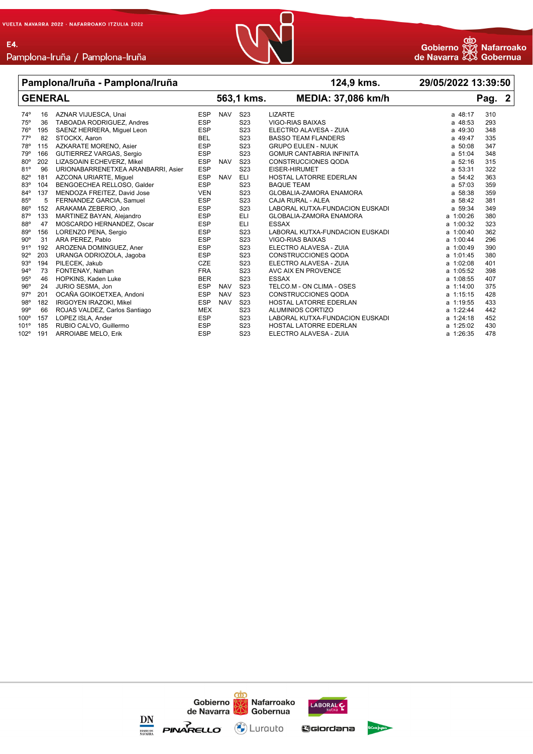| Pamplona/Iruña - Pamplona/Iruña | | 124,9 kms. | 29/05/2022 13:39:50 |
|---|---|---|---|
| **GENERAL** | 563,1 kms. | MEDIA: 37,086 km/h | Pag. 2 |

| Pos. | Dorsal | Nombre | País | Reg. | Cat. | Equipo | Tiempo | Puntos |
|---|---|---|---|---|---|---|---|---|
| 74º | 16 | AZNAR VIJUESCA, Unai | ESP | NAV | S23 | LIZARTE | a 48:17 | 310 |
| 75º | 36 | TABOADA RODRIGUEZ, Andres | ESP | | S23 | VIGO-RIAS BAIXAS | a 48:53 | 293 |
| 76º | 195 | SAENZ HERRERA, Miguel Leon | ESP | | S23 | ELECTRO ALAVESA - ZUIA | a 49:30 | 348 |
| 77º | 82 | STOCKX, Aaron | BEL | | S23 | BASSO TEAM FLANDERS | a 49:47 | 335 |
| 78º | 115 | AZKARATE MORENO, Asier | ESP | | S23 | GRUPO EULEN - NUUK | a 50:08 | 347 |
| 79º | 166 | GUTIERREZ VARGAS, Sergio | ESP | | S23 | GOMUR CANTABRIA INFINITA | a 51:04 | 348 |
| 80º | 202 | LIZASOAIN ECHEVERZ, Mikel | ESP | NAV | S23 | CONSTRUCCIONES QODA | a 52:16 | 315 |
| 81º | 96 | URIONABARRENETXEA ARANBARRI, Asier | ESP | | S23 | EISER-HIRUMET | a 53:31 | 322 |
| 82º | 181 | AZCONA URIARTE, Miguel | ESP | NAV | ELI | HOSTAL LATORRE EDERLAN | a 54:42 | 363 |
| 83º | 104 | BENGOECHEA RELLOSO, Galder | ESP | | S23 | BAQUE TEAM | a 57:03 | 359 |
| 84º | 137 | MENDOZA FREITEZ, David Jose | VEN | | S23 | GLOBALIA-ZAMORA ENAMORA | a 58:38 | 359 |
| 85º | 5 | FERNANDEZ GARCIA, Samuel | ESP | | S23 | CAJA RURAL - ALEA | a 58:42 | 381 |
| 86º | 152 | ARAKAMA ZEBERIO, Jon | ESP | | S23 | LABORAL KUTXA-FUNDACION EUSKADI | a 59:34 | 349 |
| 87º | 133 | MARTINEZ BAYAN, Alejandro | ESP | | ELI | GLOBALIA-ZAMORA ENAMORA | a 1:00:26 | 380 |
| 88º | 47 | MOSCARDO HERNANDEZ, Oscar | ESP | | ELI | ESSAX | a 1:00:32 | 323 |
| 89º | 156 | LORENZO PENA, Sergio | ESP | | S23 | LABORAL KUTXA-FUNDACION EUSKADI | a 1:00:40 | 362 |
| 90º | 31 | ARA PEREZ, Pablo | ESP | | S23 | VIGO-RIAS BAIXAS | a 1:00:44 | 296 |
| 91º | 192 | AROZENA DOMINGUEZ, Aner | ESP | | S23 | ELECTRO ALAVESA - ZUIA | a 1:00:49 | 390 |
| 92º | 203 | URANGA ODRIOZOLA, Jagoba | ESP | | S23 | CONSTRUCCIONES QODA | a 1:01:45 | 380 |
| 93º | 194 | PILECEK, Jakub | CZE | | S23 | ELECTRO ALAVESA - ZUIA | a 1:02:08 | 401 |
| 94º | 73 | FONTENAY, Nathan | FRA | | S23 | AVC AIX EN PROVENCE | a 1:05:52 | 398 |
| 95º | 46 | HOPKINS, Kaden Luke | BER | | S23 | ESSAX | a 1:08:55 | 407 |
| 96º | 24 | JURIO SESMA, Jon | ESP | NAV | S23 | TELCO.M - ON CLIMA - OSES | a 1:14:00 | 375 |
| 97º | 201 | OCAÑA GOIKOETXEA, Andoni | ESP | NAV | S23 | CONSTRUCCIONES QODA | a 1:15:15 | 428 |
| 98º | 182 | IRIGOYEN IRAZOKI, Mikel | ESP | NAV | S23 | HOSTAL LATORRE EDERLAN | a 1:19:55 | 433 |
| 99º | 66 | ROJAS VALDEZ, Carlos Santiago | MEX | | S23 | ALUMINIOS CORTIZO | a 1:22:44 | 442 |
| 100º | 157 | LOPEZ ISLA, Ander | ESP | | S23 | LABORAL KUTXA-FUNDACION EUSKADI | a 1:24:18 | 452 |
| 101º | 185 | RUBIO CALVO, Guillermo | ESP | | S23 | HOSTAL LATORRE EDERLAN | a 1:25:02 | 430 |
| 102º | 191 | ARROIABE MELO, Erik | ESP | | S23 | ELECTRO ALAVESA - ZUIA | a 1:26:35 | 478 |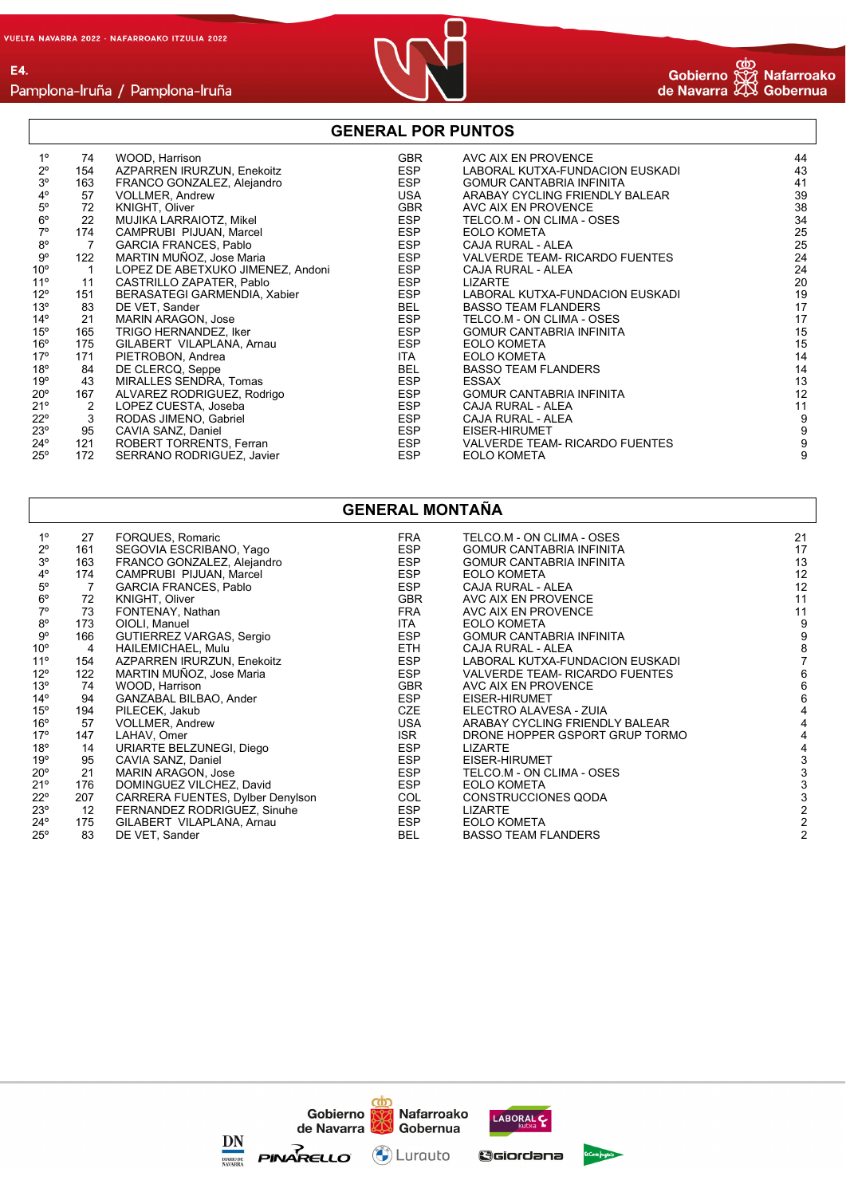VUELTA NAVARRA 2022 · NAFARROAKO ITZULIA 2022

E4.
Pamplona-Iruña / Pamplona-Iruña

## GENERAL POR PUNTOS

| | | | | | |
|---|---|---|---|---|---|
| 1º | 74 | WOOD, Harrison | GBR | AVC AIX EN PROVENCE | 44 |
| 2º | 154 | AZPARREN IRURZUN, Enekoitz | ESP | LABORAL KUTXA-FUNDACION EUSKADI | 43 |
| 3º | 163 | FRANCO GONZALEZ, Alejandro | ESP | GOMUR CANTABRIA INFINITA | 41 |
| 4º | 57 | VOLLMER, Andrew | USA | ARABAY CYCLING FRIENDLY BALEAR | 39 |
| 5º | 72 | KNIGHT, Oliver | GBR | AVC AIX EN PROVENCE | 38 |
| 6º | 22 | MUJIKA LARRAIOTZ, Mikel | ESP | TELCO.M - ON CLIMA - OSES | 34 |
| 7º | 174 | CAMPRUBI PIJUAN, Marcel | ESP | EOLO KOMETA | 25 |
| 8º | 7 | GARCIA FRANCES, Pablo | ESP | CAJA RURAL - ALEA | 25 |
| 9º | 122 | MARTIN MUÑOZ, Jose Maria | ESP | VALVERDE TEAM- RICARDO FUENTES | 24 |
| 10º | 1 | LOPEZ DE ABETXUKO JIMENEZ, Andoni | ESP | CAJA RURAL - ALEA | 24 |
| 11º | 11 | CASTRILLO ZAPATER, Pablo | ESP | LIZARTE | 20 |
| 12º | 151 | BERASATEGI GARMENDIA, Xabier | ESP | LABORAL KUTXA-FUNDACION EUSKADI | 19 |
| 13º | 83 | DE VET, Sander | BEL | BASSO TEAM FLANDERS | 17 |
| 14º | 21 | MARIN ARAGON, Jose | ESP | TELCO.M - ON CLIMA - OSES | 17 |
| 15º | 165 | TRIGO HERNANDEZ, Iker | ESP | GOMUR CANTABRIA INFINITA | 15 |
| 16º | 175 | GILABERT VILAPLANA, Arnau | ESP | EOLO KOMETA | 15 |
| 17º | 171 | PIETROBON, Andrea | ITA | EOLO KOMETA | 14 |
| 18º | 84 | DE CLERCQ, Seppe | BEL | BASSO TEAM FLANDERS | 14 |
| 19º | 43 | MIRALLES SENDRA, Tomas | ESP | ESSAX | 13 |
| 20º | 167 | ALVAREZ RODRIGUEZ, Rodrigo | ESP | GOMUR CANTABRIA INFINITA | 12 |
| 21º | 2 | LOPEZ CUESTA, Jesus | ESP | CAJA RURAL - ALEA | 11 |
| 22º | 3 | RODAS JIMENO, Gabriel | ESP | CAJA RURAL - ALEA | 9 |
| 23º | 95 | CAVIA SANZ, Daniel | ESP | EISER-HIRUMET | 9 |
| 24º | 121 | ROBERT TORRENTS, Ferran | ESP | VALVERDE TEAM- RICARDO FUENTES | 9 |
| 25º | 172 | SERRANO RODRIGUEZ, Javier | ESP | EOLO KOMETA | 9 |

## GENERAL MONTAÑA

| | | | | | |
|---|---|---|---|---|---|
| 1º | 27 | FORQUES, Romaric | FRA | TELCO.M - ON CLIMA - OSES | 21 |
| 2º | 161 | SEGOVIA ESCRIBANO, Yago | ESP | GOMUR CANTABRIA INFINITA | 17 |
| 3º | 163 | FRANCO GONZALEZ, Alejandro | ESP | GOMUR CANTABRIA INFINITA | 13 |
| 4º | 174 | CAMPRUBI PIJUAN, Marcel | ESP | EOLO KOMETA | 12 |
| 5º | 7 | GARCIA FRANCES, Pablo | ESP | CAJA RURAL - ALEA | 12 |
| 6º | 72 | KNIGHT, Oliver | GBR | AVC AIX EN PROVENCE | 11 |
| 7º | 73 | FONTENAY, Nathan | FRA | AVC AIX EN PROVENCE | 11 |
| 8º | 173 | OIOLI, Manuel | ITA | EOLO KOMETA | 9 |
| 9º | 166 | GUTIERREZ VARGAS, Sergio | ESP | GOMUR CANTABRIA INFINITA | 9 |
| 10º | 4 | HAILEMICHAEL, Mulu | ETH | CAJA RURAL - ALEA | 8 |
| 11º | 154 | AZPARREN IRURZUN, Enekoitz | ESP | LABORAL KUTXA-FUNDACION EUSKADI | 7 |
| 12º | 122 | MARTIN MUÑOZ, Jose Maria | ESP | VALVERDE TEAM- RICARDO FUENTES | 6 |
| 13º | 74 | WOOD, Harrison | GBR | AVC AIX EN PROVENCE | 6 |
| 14º | 94 | GANZABAL BILBAO, Ander | ESP | EISER-HIRUMET | 6 |
| 15º | 194 | PILECEK, Jakub | CZE | ELECTRO ALAVESA - ZUIA | 4 |
| 16º | 57 | VOLLMER, Andrew | USA | ARABAY CYCLING FRIENDLY BALEAR | 4 |
| 17º | 147 | LAHAV, Omer | ISR | DRONE HOPPER GSPORT GRUP TORMO | 4 |
| 18º | 14 | URIARTE BELZUNEGI, Diego | ESP | LIZARTE | 4 |
| 19º | 95 | CAVIA SANZ, Daniel | ESP | EISER-HIRUMET | 3 |
| 20º | 21 | MARIN ARAGON, Jose | ESP | TELCO.M - ON CLIMA - OSES | 3 |
| 21º | 176 | DOMINGUEZ VILCHEZ, David | ESP | EOLO KOMETA | 3 |
| 22º | 207 | CARRERA FUENTES, Dylber Denylson | COL | CONSTRUCCIONES QODA | 3 |
| 23º | 12 | FERNANDEZ RODRIGUEZ, Sinuhe | ESP | LIZARTE | 2 |
| 24º | 175 | GILABERT VILAPLANA, Arnau | ESP | EOLO KOMETA | 2 |
| 25º | 83 | DE VET, Sander | BEL | BASSO TEAM FLANDERS | 2 |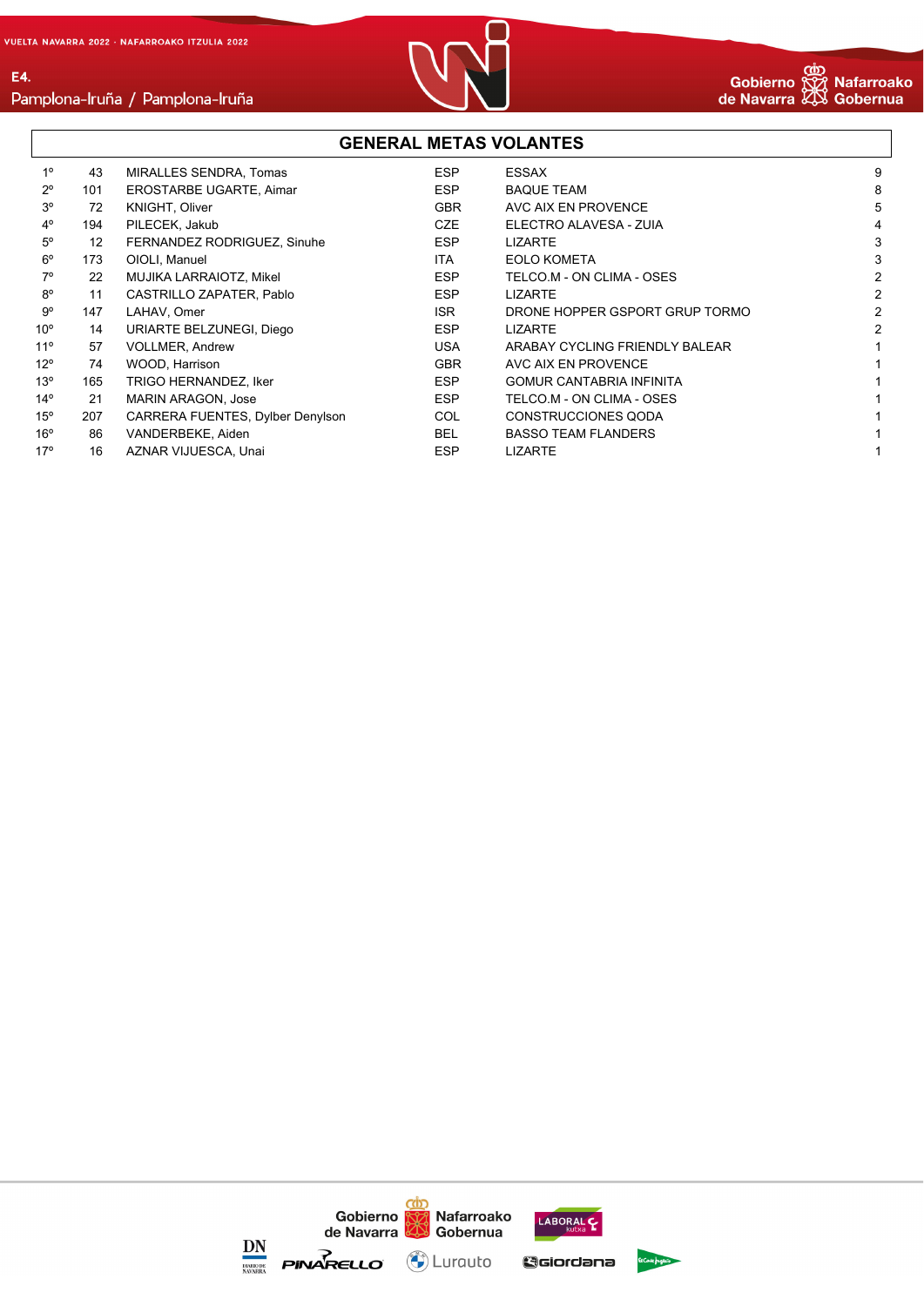## GENERAL METAS VOLANTES

| | | | | | |
|---|---|---|---|---|---|
| 1º | 43 | MIRALLES SENDRA, Tomas | ESP | ESSAX | 9 |
| 2º | 101 | EROSTARBE UGARTE, Aimar | ESP | BAQUE TEAM | 8 |
| 3º | 72 | KNIGHT, Oliver | GBR | AVC AIX EN PROVENCE | 5 |
| 4º | 194 | PILECEK, Jakub | CZE | ELECTRO ALAVESA - ZUIA | 4 |
| 5º | 12 | FERNANDEZ RODRIGUEZ, Sinuhe | ESP | LIZARTE | 3 |
| 6º | 173 | OIOLI, Manuel | ITA | EOLO KOMETA | 3 |
| 7º | 22 | MUJIKA LARRAIOTZ, Mikel | ESP | TELCO.M - ON CLIMA - OSES | 2 |
| 8º | 11 | CASTRILLO ZAPATER, Pablo | ESP | LIZARTE | 2 |
| 9º | 147 | LAHAV, Omer | ISR | DRONE HOPPER GSPORT GRUP TORMO | 2 |
| 10º | 14 | URIARTE BELZUNEGI, Diego | ESP | LIZARTE | 2 |
| 11º | 57 | VOLLMER, Andrew | USA | ARABAY CYCLING FRIENDLY BALEAR | 1 |
| 12º | 74 | WOOD, Harrison | GBR | AVC AIX EN PROVENCE | 1 |
| 13º | 165 | TRIGO HERNANDEZ, Iker | ESP | GOMUR CANTABRIA INFINITA | 1 |
| 14º | 21 | MARIN ARAGON, Jose | ESP | TELCO.M - ON CLIMA - OSES | 1 |
| 15º | 207 | CARRERA FUENTES, Dylber Denylson | COL | CONSTRUCCIONES QODA | 1 |
| 16º | 86 | VANDERBEKE, Aiden | BEL | BASSO TEAM FLANDERS | 1 |
| 17º | 16 | AZNAR VIJUESCA, Unai | ESP | LIZARTE | 1 |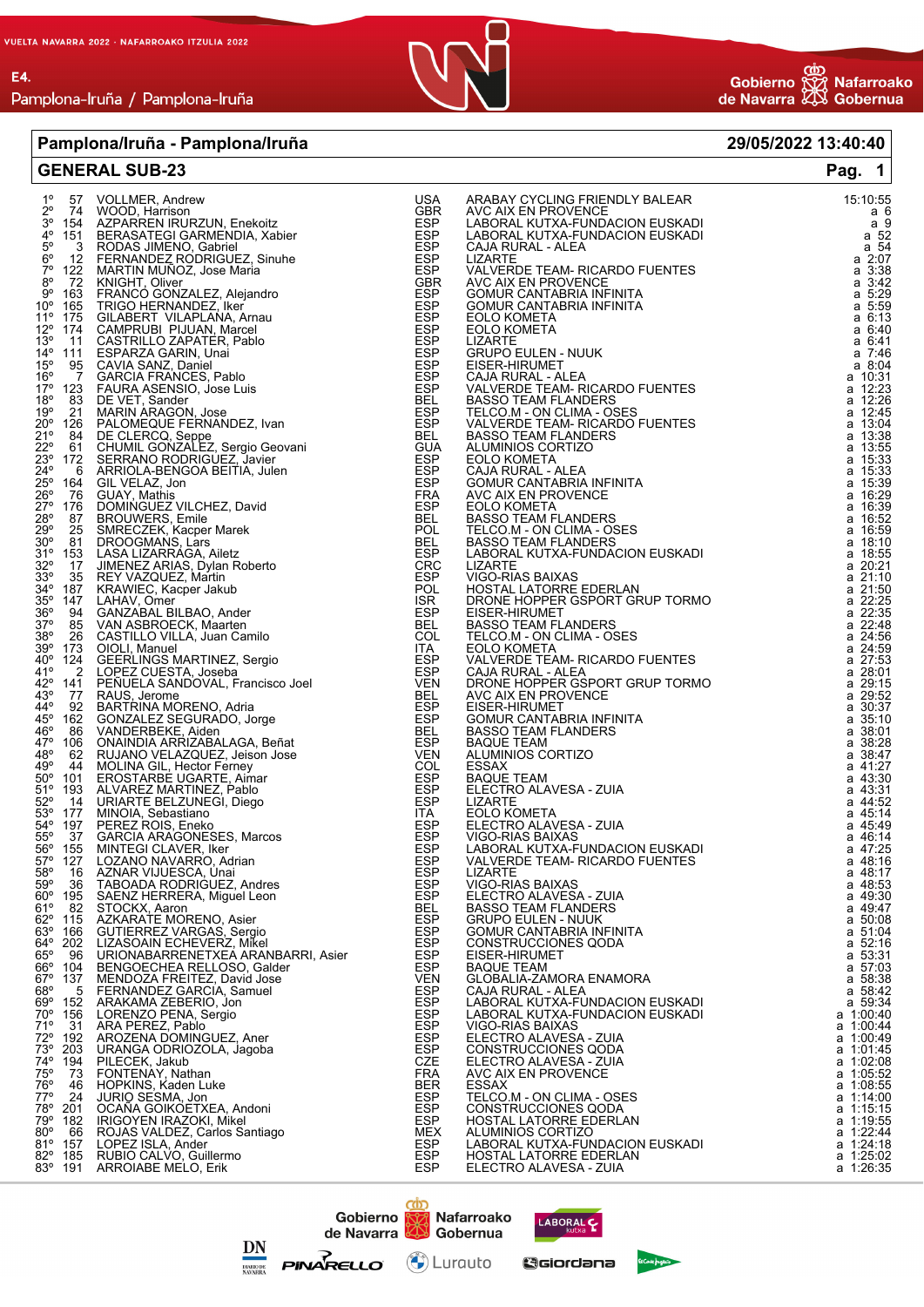## Pamplona/Iruña - Pamplona/Iruña

29/05/2022 13:40:40

## GENERAL SUB-23

| Pos. | Dorsal | Nombre | Nac. | Equipo | Tiempo |
|---|---|---|---|---|---|
| 1º | 57 | VOLLMER, Andrew | USA | ARABAY CYCLING FRIENDLY BALEAR | 15:10:55 |
| 2º | 74 | WOOD, Harrison | GBR | AVC AIX EN PROVENCE | a 6 |
| 3º | 154 | AZPARREN IRURZUN, Enekoitz | ESP | LABORAL KUTXA-FUNDACION EUSKADI | a 9 |
| 4º | 151 | BERASATEGI GARMENDIA, Xabier | ESP | LABORAL KUTXA-FUNDACION EUSKADI | a 52 |
| 5º | 3 | RODAS JIMENO, Gabriel | ESP | CAJA RURAL - ALEA | a 54 |
| 6º | 12 | FERNANDEZ RODRIGUEZ, Sinuhe | ESP | LIZARTE | a 2:07 |
| 7º | 122 | MARTIN MUÑOZ, Jose Maria | ESP | VALVERDE TEAM- RICARDO FUENTES | a 3:38 |
| 8º | 72 | KNIGHT, Oliver | GBR | AVC AIX EN PROVENCE | a 3:42 |
| 9º | 163 | FRANCO GONZALEZ, Alejandro | ESP | GOMUR CANTABRIA INFINITA | a 5:29 |
| 10º | 165 | TRIGO HERNANDEZ, Iker | ESP | GOMUR CANTABRIA INFINITA | a 5:59 |
| 11º | 175 | GILABERT VILAPLANA, Arnau | ESP | EOLO KOMETA | a 6:13 |
| 12º | 174 | CAMPRUBI PIJUAN, Marcel | ESP | EOLO KOMETA | a 6:40 |
| 13º | 11 | CASTRILLO ZAPATER, Pablo | ESP | LIZARTE | a 6:41 |
| 14º | 111 | ESPARZA GARIN, Unai | ESP | GRUPO EULEN - NUUK | a 7:46 |
| 15º | 95 | CAVIA SANZ, Daniel | ESP | EISER-HIRUMET | a 8:04 |
| 16º | 7 | GARCIA FRANCES, Pablo | ESP | CAJA RURAL - ALEA | a 10:31 |
| 17º | 123 | FAURA ASENSIO, Jose Luis | ESP | VALVERDE TEAM- RICARDO FUENTES | a 12:23 |
| 18º | 83 | DE VET, Sander | BEL | BASSO TEAM FLANDERS | a 12:26 |
| 19º | 21 | MARIN ARAGON, Jose | ESP | TELCO.M - ON CLIMA - OSES | a 12:45 |
| 20º | 126 | PALOMEQUE FERNANDEZ, Ivan | ESP | VALVERDE TEAM- RICARDO FUENTES | a 13:04 |
| 21º | 84 | DE CLERCQ, Seppe | BEL | BASSO TEAM FLANDERS | a 13:38 |
| 22º | 61 | CHUMIL GONZALEZ, Sergio Geovani | GUA | ALUMINIOS CORTIZO | a 13:55 |
| 23º | 172 | SERRANO RODRIGUEZ, Javier | ESP | EOLO KOMETA | a 15:33 |
| 24º | 6 | ARRIOLA-BENGOA BEITIA, Julen | ESP | CAJA RURAL - ALEA | a 15:33 |
| 25º | 164 | GIL VELAZ, Jon | ESP | GOMUR CANTABRIA INFINITA | a 15:39 |
| 26º | 76 | GUAY, Mathis | FRA | AVC AIX EN PROVENCE | a 16:29 |
| 27º | 176 | DOMINGUEZ VILCHEZ, David | ESP | EOLO KOMETA | a 16:39 |
| 28º | 87 | BROUWERS, Emile | BEL | BASSO TEAM FLANDERS | a 16:52 |
| 29º | 25 | SMRECZEK, Kacper Marek | POL | TELCO.M - ON CLIMA - OSES | a 16:59 |
| 30º | 81 | DROOGMANS, Lars | BEL | BASSO TEAM FLANDERS | a 18:10 |
| 31º | 153 | LASA LIZARRAGA, Ailetz | ESP | LABORAL KUTXA-FUNDACION EUSKADI | a 18:55 |
| 32º | 17 | JIMENEZ ARIAS, Dylan Roberto | CRC | LIZARTE | a 20:21 |
| 33º | 35 | REY VAZQUEZ, Martin | ESP | VIGO-RIAS BAIXAS | a 21:10 |
| 34º | 187 | KRAWIEC, Kacper Jakub | POL | HOSTAL LATORRE EDERLAN | a 21:50 |
| 35º | 147 | LAHAV, Omer | ISR | DRONE HOPPER GSPORT GRUP TORMO | a 22:25 |
| 36º | 94 | GANZABAL BILBAO, Ander | ESP | EISER-HIRUMET | a 22:35 |
| 37º | 85 | VAN ASBROECK, Maarten | BEL | BASSO TEAM FLANDERS | a 22:48 |
| 38º | 26 | CASTILLO VILLA, Juan Camilo | COL | TELCO.M - ON CLIMA - OSES | a 24:56 |
| 39º | 173 | OIOLI, Manuel | ITA | EOLO KOMETA | a 24:59 |
| 40º | 124 | GEERLINGS MARTINEZ, Sergio | ESP | VALVERDE TEAM- RICARDO FUENTES | a 27:53 |
| 41º | 2 | LOPEZ CUESTA, Joseba | ESP | CAJA RURAL - ALEA | a 28:01 |
| 42º | 141 | PEÑUELA SANDOVAL, Francisco Joel | VEN | DRONE HOPPER GSPORT GRUP TORMO | a 29:15 |
| 43º | 77 | RAUS, Jerome | BEL | AVC AIX EN PROVENCE | a 29:52 |
| 44º | 92 | BARTRINA MORENO, Adria | ESP | EISER-HIRUMET | a 30:37 |
| 45º | 162 | GONZALEZ SEGURADO, Jorge | ESP | GOMUR CANTABRIA INFINITA | a 35:10 |
| 46º | 86 | VANDERBEKE, Aiden | BEL | BASSO TEAM FLANDERS | a 38:01 |
| 47º | 106 | ONAINDIA ARRIZABALAGA, Beñat | ESP | BAQUE TEAM | a 38:28 |
| 48º | 62 | RUJANO VELAZQUEZ, Jeison Jose | VEN | ALUMINIOS CORTIZO | a 38:47 |
| 49º | 44 | MOLINA GIL, Hector Ferney | COL | ESSAX | a 41:27 |
| 50º | 101 | EROSTARBE UGARTE, Aimar | ESP | BAQUE TEAM | a 43:30 |
| 51º | 193 | ALVAREZ MARTINEZ, Pablo | ESP | ELECTRO ALAVESA - ZUIA | a 43:31 |
| 52º | 14 | URIARTE BELZUNEGI, Diego | ESP | LIZARTE | a 44:52 |
| 53º | 177 | MINOIA, Sebastiano | ITA | EOLO KOMETA | a 45:14 |
| 54º | 197 | PEREZ ROIS, Eneko | ESP | ELECTRO ALAVESA - ZUIA | a 45:49 |
| 55º | 37 | GARCIA ARAGONESES, Marcos | ESP | VIGO-RIAS BAIXAS | a 46:14 |
| 56º | 155 | MINTEGI CLAVER, Iker | ESP | LABORAL KUTXA-FUNDACION EUSKADI | a 47:25 |
| 57º | 127 | LOZANO NAVARRO, Adrian | ESP | VALVERDE TEAM- RICARDO FUENTES | a 48:16 |
| 58º | 16 | AZNAR VIJUESCA, Unai | ESP | LIZARTE | a 48:17 |
| 59º | 36 | TABOADA RODRIGUEZ, Andres | ESP | VIGO-RIAS BAIXAS | a 48:53 |
| 60º | 195 | SAENZ HERRERA, Miguel Leon | ESP | ELECTRO ALAVESA - ZUIA | a 49:30 |
| 61º | 82 | STOCKX, Aaron | BEL | BASSO TEAM FLANDERS | a 49:47 |
| 62º | 115 | AZKARATE MORENO, Asier | ESP | GRUPO EULEN - NUUK | a 50:08 |
| 63º | 166 | GUTIERREZ VARGAS, Sergio | ESP | GOMUR CANTABRIA INFINITA | a 51:04 |
| 64º | 202 | LIZASOAIN ECHEVERZ, Mikel | ESP | CONSTRUCCIONES QODA | a 52:16 |
| 65º | 96 | URIONABARRENETXEA ARANBARRI, Asier | ESP | EISER-HIRUMET | a 53:31 |
| 66º | 104 | BENGOECHEA RELLOSO, Galder | ESP | BAQUE TEAM | a 57:03 |
| 67º | 137 | MENDOZA FREITEZ, David Jose | VEN | GLOBALIA-ZAMORA ENAMORA | a 58:38 |
| 68º | 5 | FERNANDEZ GARCIA, Samuel | ESP | CAJA RURAL - ALEA | a 58:42 |
| 69º | 152 | ARAKAMA ZEBERIO, Jon | ESP | LABORAL KUTXA-FUNDACION EUSKADI | a 59:34 |
| 70º | 156 | LORENZO PENA, Sergio | ESP | LABORAL KUTXA-FUNDACION EUSKADI | a 1:00:40 |
| 71º | 31 | ARA PEREZ, Pablo | ESP | VIGO-RIAS BAIXAS | a 1:00:44 |
| 72º | 192 | AROZENA DOMINGUEZ, Aner | ESP | ELECTRO ALAVESA - ZUIA | a 1:00:49 |
| 73º | 203 | URANGA ODRIOZOLA, Jagoba | ESP | CONSTRUCCIONES QODA | a 1:01:45 |
| 74º | 194 | PILECEK, Jakub | CZE | ELECTRO ALAVESA - ZUIA | a 1:02:08 |
| 75º | 73 | FONTENAY, Nathan | FRA | AVC AIX EN PROVENCE | a 1:05:52 |
| 76º | 46 | HOPKINS, Kaden Luke | BER | ESSAX | a 1:08:55 |
| 77º | 24 | JURIO SESMA, Jon | ESP | TELCO.M - ON CLIMA - OSES | a 1:14:00 |
| 78º | 201 | OCAÑA GOIKOETXEA, Andoni | ESP | CONSTRUCCIONES QODA | a 1:15:15 |
| 79º | 182 | IRIGOYEN IRAZOKI, Mikel | ESP | HOSTAL LATORRE EDERLAN | a 1:19:55 |
| 80º | 66 | ROJAS VALDEZ, Carlos Santiago | MEX | ALUMINIOS CORTIZO | a 1:22:44 |
| 81º | 157 | LOPEZ ISLA, Ander | ESP | LABORAL KUTXA-FUNDACION EUSKADI | a 1:24:18 |
| 82º | 185 | RUBIO CALVO, Guillermo | ESP | HOSTAL LATORRE EDERLAN | a 1:25:02 |
| 83º | 191 | ARROIABE MELO, Erik | ESP | ELECTRO ALAVESA - ZUIA | a 1:26:35 |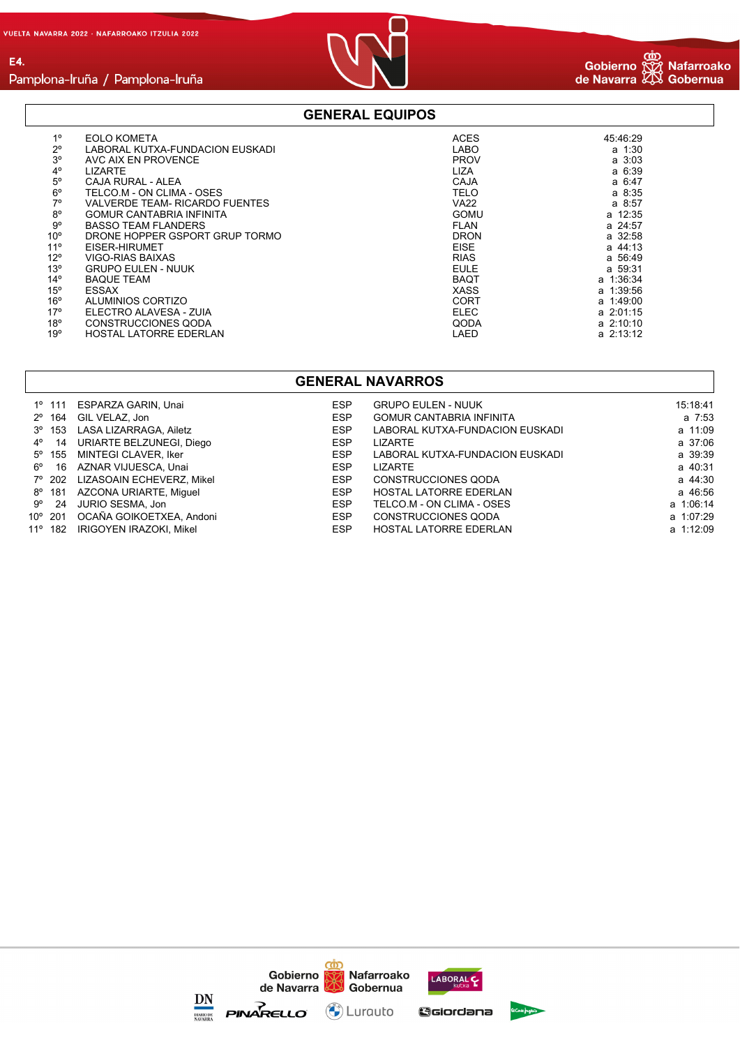## GENERAL EQUIPOS

| | | | |
|---|---|---|---|
| 1º | EOLO KOMETA | ACES | 45:46:29 |
| 2º | LABORAL KUTXA-FUNDACION EUSKADI | LABO | a 1:30 |
| 3º | AVC AIX EN PROVENCE | PROV | a 3:03 |
| 4º | LIZARTE | LIZA | a 6:39 |
| 5º | CAJA RURAL - ALEA | CAJA | a 6:47 |
| 6º | TELCO.M - ON CLIMA - OSES | TELO | a 8:35 |
| 7º | VALVERDE TEAM- RICARDO FUENTES | VA22 | a 8:57 |
| 8º | GOMUR CANTABRIA INFINITA | GOMU | a 12:35 |
| 9º | BASSO TEAM FLANDERS | FLAN | a 24:57 |
| 10º | DRONE HOPPER GSPORT GRUP TORMO | DRON | a 32:58 |
| 11º | EISER-HIRUMET | EISE | a 44:13 |
| 12º | VIGO-RIAS BAIXAS | RIAS | a 56:49 |
| 13º | GRUPO EULEN - NUUK | EULE | a 59:31 |
| 14º | BAQUE TEAM | BAQT | a 1:36:34 |
| 15º | ESSAX | XASS | a 1:39:56 |
| 16º | ALUMINIOS CORTIZO | CORT | a 1:49:00 |
| 17º | ELECTRO ALAVESA - ZUIA | ELEC | a 2:01:15 |
| 18º | CONSTRUCCIONES QODA | QODA | a 2:10:10 |
| 19º | HOSTAL LATORRE EDERLAN | LAED | a 2:13:12 |

## GENERAL NAVARROS

| | | | | | |
|---|---|---|---|---|---|
| 1º | 111 | ESPARZA GARIN, Unai | ESP | GRUPO EULEN - NUUK | 15:18:41 |
| 2º | 164 | GIL VELAZ, Jon | ESP | GOMUR CANTABRIA INFINITA | a 7:53 |
| 3º | 153 | LASA LIZARRAGA, Ailetz | ESP | LABORAL KUTXA-FUNDACION EUSKADI | a 11:09 |
| 4º | 14 | URIARTE BELZUNEGI, Diego | ESP | LIZARTE | a 37:06 |
| 5º | 155 | MINTEGI CLAVER, Iker | ESP | LABORAL KUTXA-FUNDACION EUSKADI | a 39:39 |
| 6º | 16 | AZNAR VIJUESCA, Unai | ESP | LIZARTE | a 40:31 |
| 7º | 202 | LIZASOAIN ECHEVERZ, Mikel | ESP | CONSTRUCCIONES QODA | a 44:30 |
| 8º | 181 | AZCONA URIARTE, Miguel | ESP | HOSTAL LATORRE EDERLAN | a 46:56 |
| 9º | 24 | JURIO SESMA, Jon | ESP | TELCO.M - ON CLIMA - OSES | a 1:06:14 |
| 10º | 201 | OCAÑA GOIKOETXEA, Andoni | ESP | CONSTRUCCIONES QODA | a 1:07:29 |
| 11º | 182 | IRIGOYEN IRAZOKI, Mikel | ESP | HOSTAL LATORRE EDERLAN | a 1:12:09 |